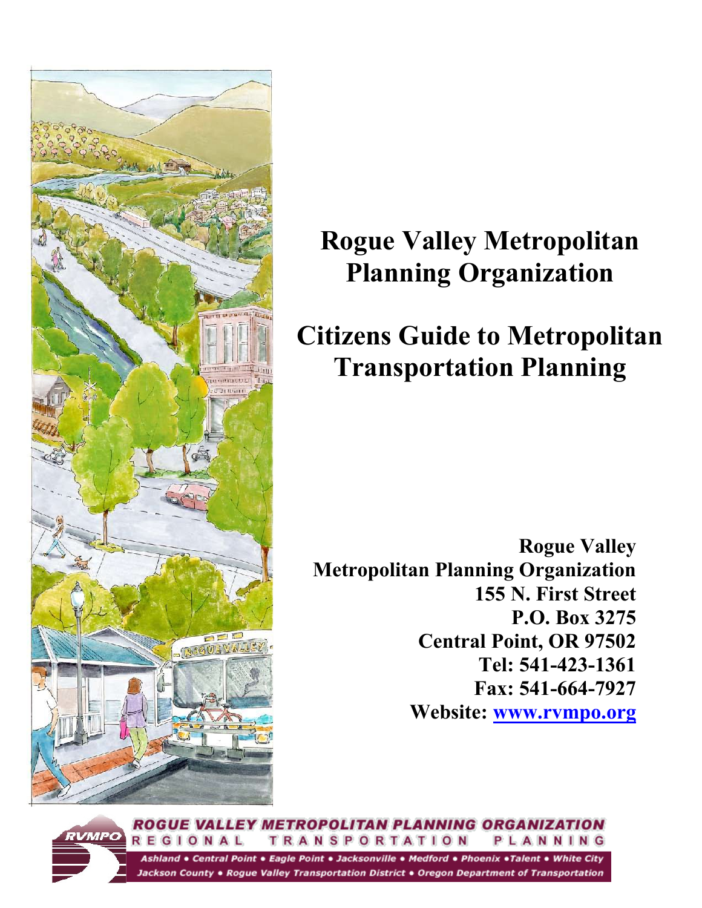# Rogue Valley Metropolitan Planning Organization

# Citizens Guide to Metropolitan Transportation Planning

**Rogue Valley**
**Metropolitan Planning Organization**
**155 N. First Street**
**P.O. Box 3275**
**Central Point, OR 97502**
**Tel: 541-423-1361**
**Fax: 541-664-7927**
**Website: www.rvmpo.org**

**ROGUE VALLEY METROPOLITAN PLANNING ORGANIZATION**
**REGIONAL TRANSPORTATION PLANNING**

*Ashland • Central Point • Eagle Point • Jacksonville • Medford • Phoenix • Talent • White City*
*Jackson County • Rogue Valley Transportation District • Oregon Department of Transportation*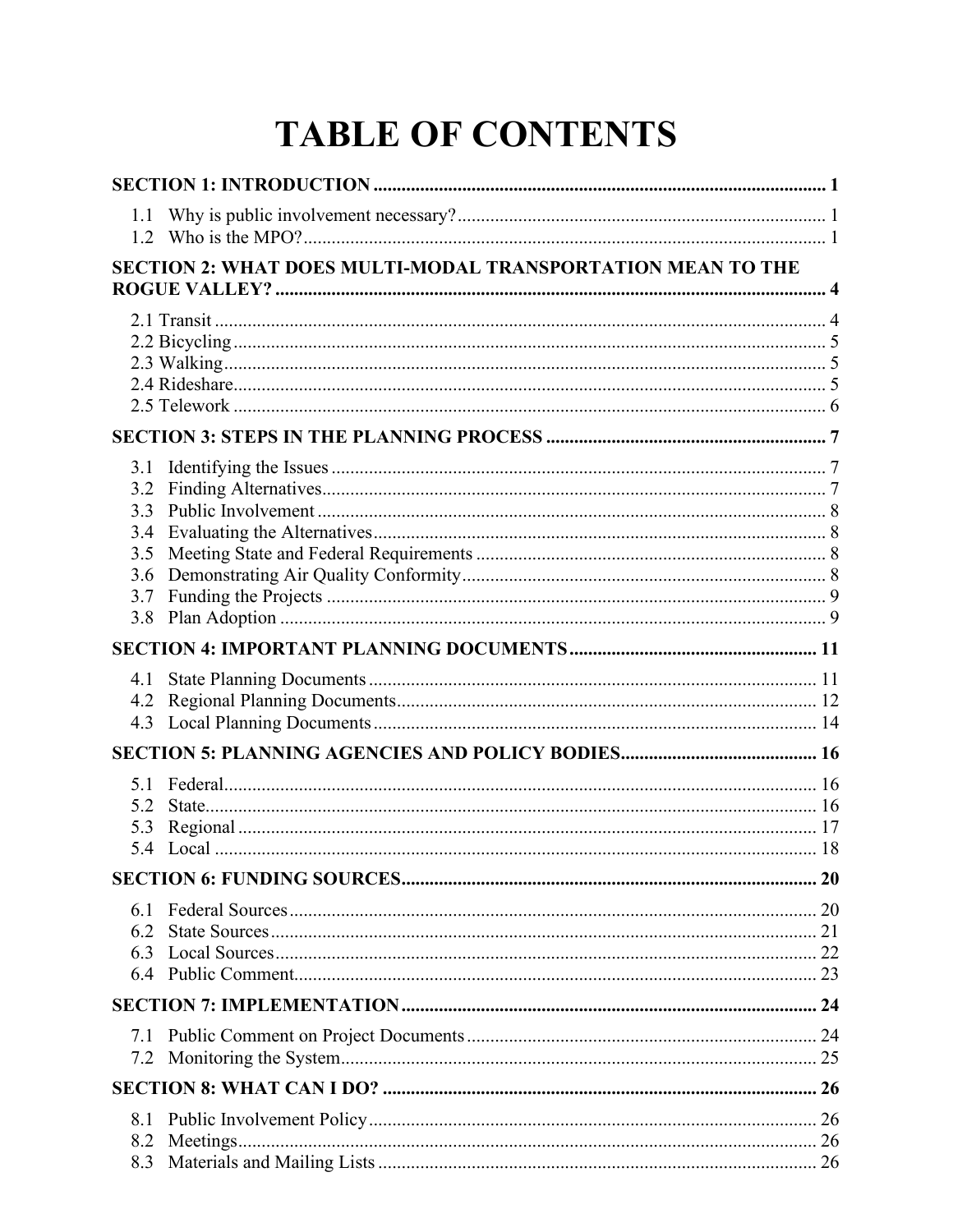# TABLE OF CONTENTS

**SECTION 1: INTRODUCTION** .......... 1

- 1.1 Why is public involvement necessary? .......... 1
- 1.2 Who is the MPO? .......... 1

**SECTION 2: WHAT DOES MULTI-MODAL TRANSPORTATION MEAN TO THE ROGUE VALLEY?** .......... 4

- 2.1 Transit .......... 4
- 2.2 Bicycling .......... 5
- 2.3 Walking .......... 5
- 2.4 Rideshare .......... 5
- 2.5 Telework .......... 6

**SECTION 3: STEPS IN THE PLANNING PROCESS** .......... 7

- 3.1 Identifying the Issues .......... 7
- 3.2 Finding Alternatives .......... 7
- 3.3 Public Involvement .......... 8
- 3.4 Evaluating the Alternatives .......... 8
- 3.5 Meeting State and Federal Requirements .......... 8
- 3.6 Demonstrating Air Quality Conformity .......... 8
- 3.7 Funding the Projects .......... 9
- 3.8 Plan Adoption .......... 9

**SECTION 4: IMPORTANT PLANNING DOCUMENTS** .......... 11

- 4.1 State Planning Documents .......... 11
- 4.2 Regional Planning Documents .......... 12
- 4.3 Local Planning Documents .......... 14

**SECTION 5: PLANNING AGENCIES AND POLICY BODIES** .......... 16

- 5.1 Federal .......... 16
- 5.2 State .......... 16
- 5.3 Regional .......... 17
- 5.4 Local .......... 18

**SECTION 6: FUNDING SOURCES** .......... 20

- 6.1 Federal Sources .......... 20
- 6.2 State Sources .......... 21
- 6.3 Local Sources .......... 22
- 6.4 Public Comment .......... 23

**SECTION 7: IMPLEMENTATION** .......... 24

- 7.1 Public Comment on Project Documents .......... 24
- 7.2 Monitoring the System .......... 25

**SECTION 8: WHAT CAN I DO?** .......... 26

- 8.1 Public Involvement Policy .......... 26
- 8.2 Meetings .......... 26
- 8.3 Materials and Mailing Lists .......... 26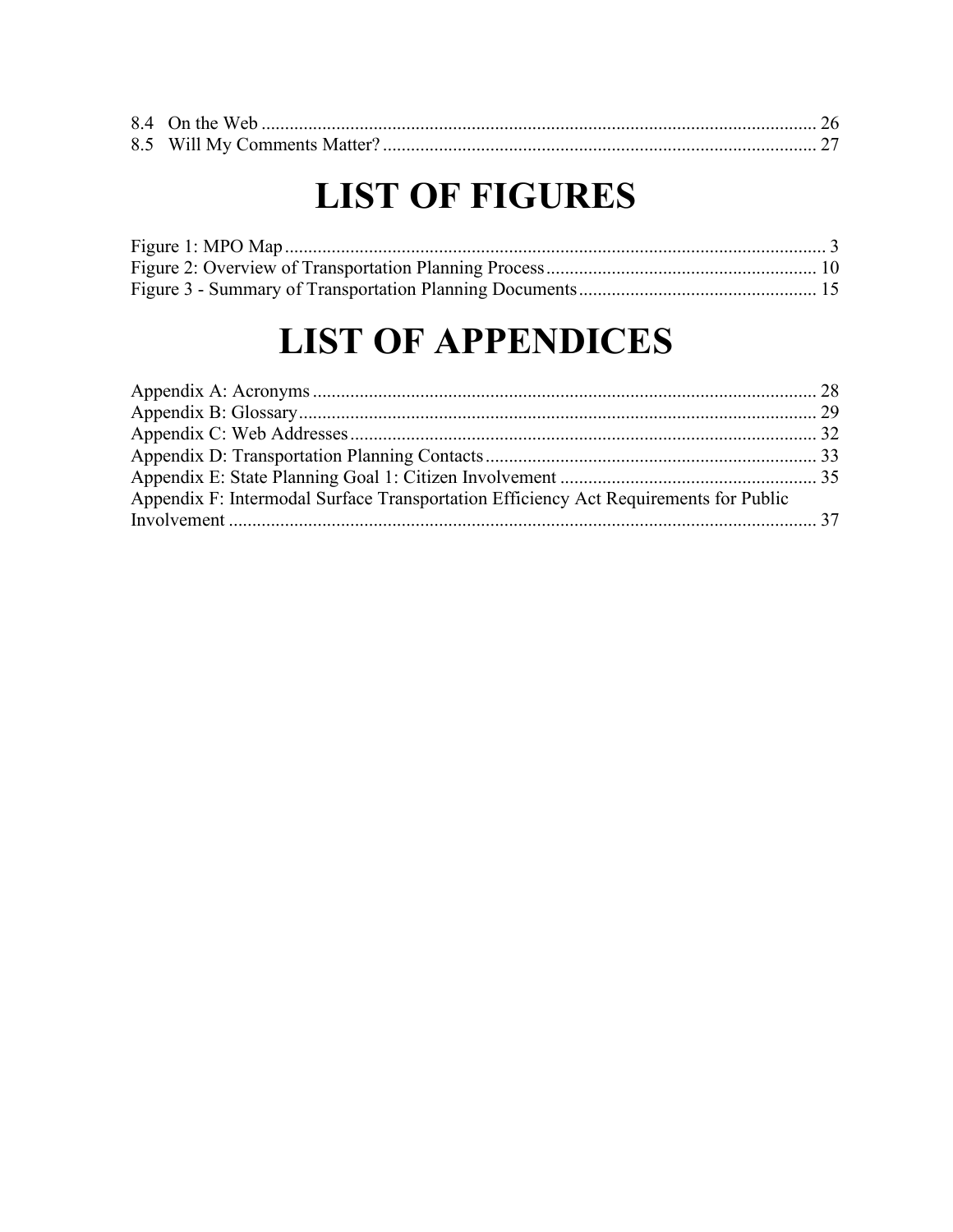8.4 On the Web ........................................................................................................................ 26
8.5 Will My Comments Matter? ............................................................................................. 27

# LIST OF FIGURES

Figure 1: MPO Map .................................................................................................................... 3
Figure 2: Overview of Transportation Planning Process .......................................................... 10
Figure 3 - Summary of Transportation Planning Documents ................................................... 15

# LIST OF APPENDICES

Appendix A: Acronyms ............................................................................................................ 28
Appendix B: Glossary ............................................................................................................... 29
Appendix C: Web Addresses .................................................................................................... 32
Appendix D: Transportation Planning Contacts ....................................................................... 33
Appendix E: State Planning Goal 1: Citizen Involvement ....................................................... 35
Appendix F: Intermodal Surface Transportation Efficiency Act Requirements for Public Involvement ............................................................................................................................. 37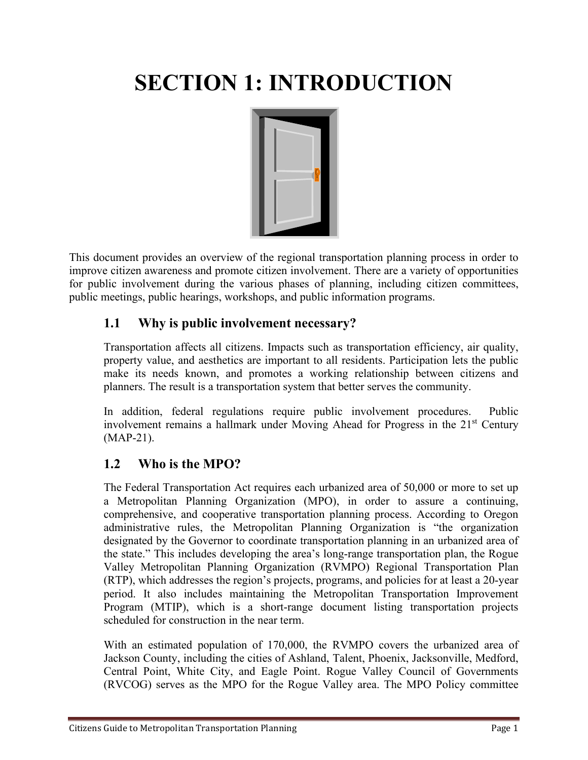# SECTION 1: INTRODUCTION

This document provides an overview of the regional transportation planning process in order to improve citizen awareness and promote citizen involvement. There are a variety of opportunities for public involvement during the various phases of planning, including citizen committees, public meetings, public hearings, workshops, and public information programs.

## 1.1 Why is public involvement necessary?

Transportation affects all citizens. Impacts such as transportation efficiency, air quality, property value, and aesthetics are important to all residents. Participation lets the public make its needs known, and promotes a working relationship between citizens and planners. The result is a transportation system that better serves the community.

In addition, federal regulations require public involvement procedures. Public involvement remains a hallmark under Moving Ahead for Progress in the 21st Century (MAP-21).

## 1.2 Who is the MPO?

The Federal Transportation Act requires each urbanized area of 50,000 or more to set up a Metropolitan Planning Organization (MPO), in order to assure a continuing, comprehensive, and cooperative transportation planning process. According to Oregon administrative rules, the Metropolitan Planning Organization is "the organization designated by the Governor to coordinate transportation planning in an urbanized area of the state." This includes developing the area's long-range transportation plan, the Rogue Valley Metropolitan Planning Organization (RVMPO) Regional Transportation Plan (RTP), which addresses the region's projects, programs, and policies for at least a 20-year period. It also includes maintaining the Metropolitan Transportation Improvement Program (MTIP), which is a short-range document listing transportation projects scheduled for construction in the near term.

With an estimated population of 170,000, the RVMPO covers the urbanized area of Jackson County, including the cities of Ashland, Talent, Phoenix, Jacksonville, Medford, Central Point, White City, and Eagle Point. Rogue Valley Council of Governments (RVCOG) serves as the MPO for the Rogue Valley area. The MPO Policy committee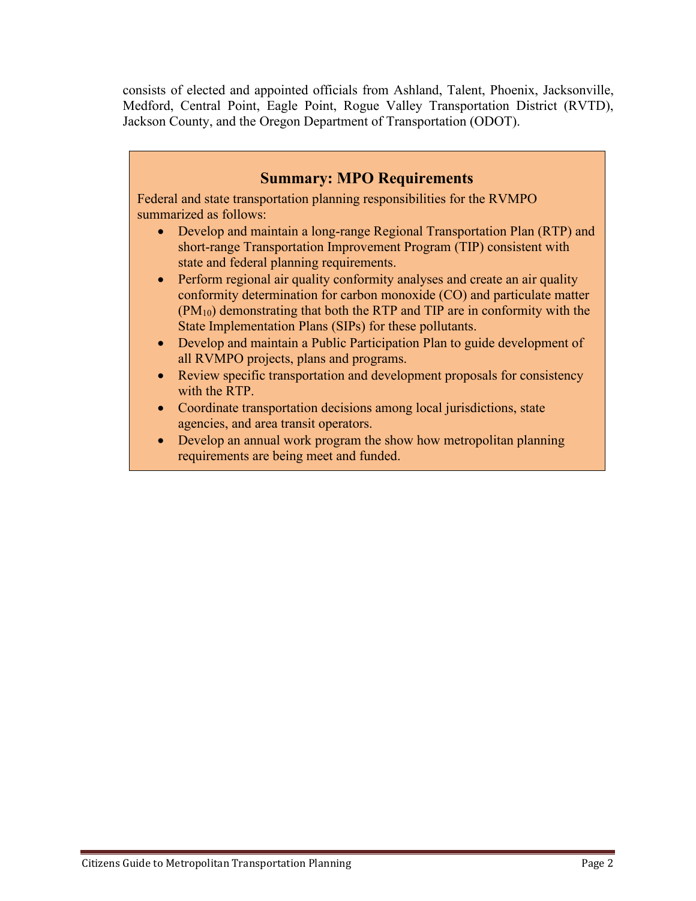consists of elected and appointed officials from Ashland, Talent, Phoenix, Jacksonville, Medford, Central Point, Eagle Point, Rogue Valley Transportation District (RVTD), Jackson County, and the Oregon Department of Transportation (ODOT).

## Summary: MPO Requirements

Federal and state transportation planning responsibilities for the RVMPO summarized as follows:

- Develop and maintain a long-range Regional Transportation Plan (RTP) and short-range Transportation Improvement Program (TIP) consistent with state and federal planning requirements.
- Perform regional air quality conformity analyses and create an air quality conformity determination for carbon monoxide (CO) and particulate matter ($PM_{10}$) demonstrating that both the RTP and TIP are in conformity with the State Implementation Plans (SIPs) for these pollutants.
- Develop and maintain a Public Participation Plan to guide development of all RVMPO projects, plans and programs.
- Review specific transportation and development proposals for consistency with the RTP.
- Coordinate transportation decisions among local jurisdictions, state agencies, and area transit operators.
- Develop an annual work program the show how metropolitan planning requirements are being meet and funded.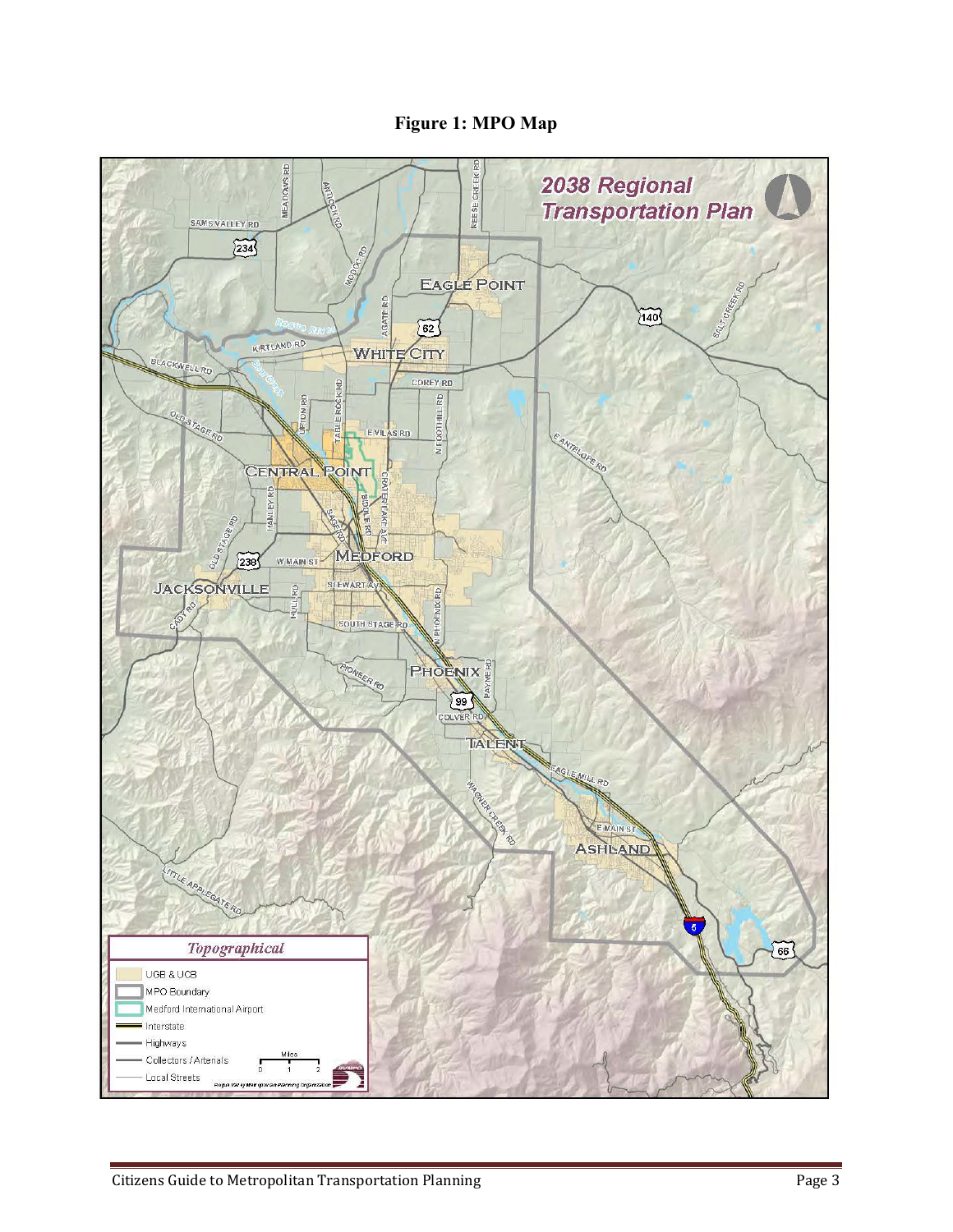**Figure 1: MPO Map**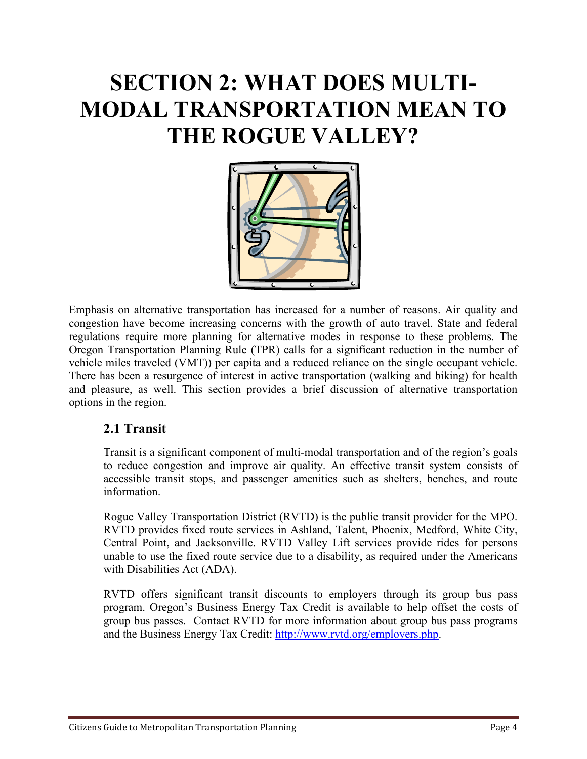# SECTION 2: WHAT DOES MULTI-MODAL TRANSPORTATION MEAN TO THE ROGUE VALLEY?

Emphasis on alternative transportation has increased for a number of reasons. Air quality and congestion have become increasing concerns with the growth of auto travel. State and federal regulations require more planning for alternative modes in response to these problems. The Oregon Transportation Planning Rule (TPR) calls for a significant reduction in the number of vehicle miles traveled (VMT)) per capita and a reduced reliance on the single occupant vehicle. There has been a resurgence of interest in active transportation (walking and biking) for health and pleasure, as well. This section provides a brief discussion of alternative transportation options in the region.

## 2.1 Transit

Transit is a significant component of multi-modal transportation and of the region's goals to reduce congestion and improve air quality. An effective transit system consists of accessible transit stops, and passenger amenities such as shelters, benches, and route information.

Rogue Valley Transportation District (RVTD) is the public transit provider for the MPO. RVTD provides fixed route services in Ashland, Talent, Phoenix, Medford, White City, Central Point, and Jacksonville. RVTD Valley Lift services provide rides for persons unable to use the fixed route service due to a disability, as required under the Americans with Disabilities Act (ADA).

RVTD offers significant transit discounts to employers through its group bus pass program. Oregon's Business Energy Tax Credit is available to help offset the costs of group bus passes. Contact RVTD for more information about group bus pass programs and the Business Energy Tax Credit: http://www.rvtd.org/employers.php.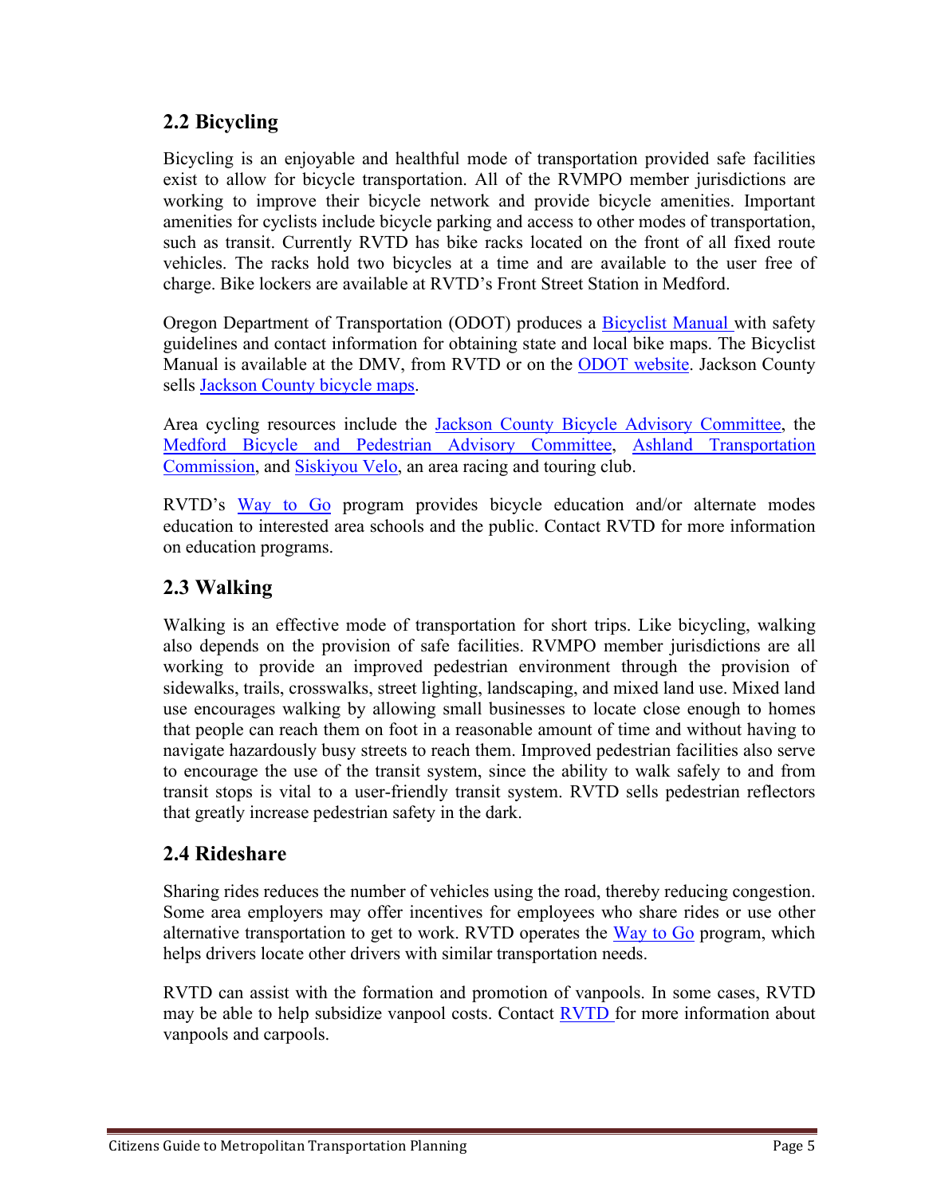## 2.2 Bicycling

Bicycling is an enjoyable and healthful mode of transportation provided safe facilities exist to allow for bicycle transportation. All of the RVMPO member jurisdictions are working to improve their bicycle network and provide bicycle amenities. Important amenities for cyclists include bicycle parking and access to other modes of transportation, such as transit. Currently RVTD has bike racks located on the front of all fixed route vehicles. The racks hold two bicycles at a time and are available to the user free of charge. Bike lockers are available at RVTD's Front Street Station in Medford.

Oregon Department of Transportation (ODOT) produces a Bicyclist Manual with safety guidelines and contact information for obtaining state and local bike maps. The Bicyclist Manual is available at the DMV, from RVTD or on the ODOT website. Jackson County sells Jackson County bicycle maps.

Area cycling resources include the Jackson County Bicycle Advisory Committee, the Medford Bicycle and Pedestrian Advisory Committee, Ashland Transportation Commission, and Siskiyou Velo, an area racing and touring club.

RVTD's Way to Go program provides bicycle education and/or alternate modes education to interested area schools and the public. Contact RVTD for more information on education programs.

## 2.3 Walking

Walking is an effective mode of transportation for short trips. Like bicycling, walking also depends on the provision of safe facilities. RVMPO member jurisdictions are all working to provide an improved pedestrian environment through the provision of sidewalks, trails, crosswalks, street lighting, landscaping, and mixed land use. Mixed land use encourages walking by allowing small businesses to locate close enough to homes that people can reach them on foot in a reasonable amount of time and without having to navigate hazardously busy streets to reach them. Improved pedestrian facilities also serve to encourage the use of the transit system, since the ability to walk safely to and from transit stops is vital to a user-friendly transit system. RVTD sells pedestrian reflectors that greatly increase pedestrian safety in the dark.

## 2.4 Rideshare

Sharing rides reduces the number of vehicles using the road, thereby reducing congestion. Some area employers may offer incentives for employees who share rides or use other alternative transportation to get to work. RVTD operates the Way to Go program, which helps drivers locate other drivers with similar transportation needs.

RVTD can assist with the formation and promotion of vanpools. In some cases, RVTD may be able to help subsidize vanpool costs. Contact RVTD for more information about vanpools and carpools.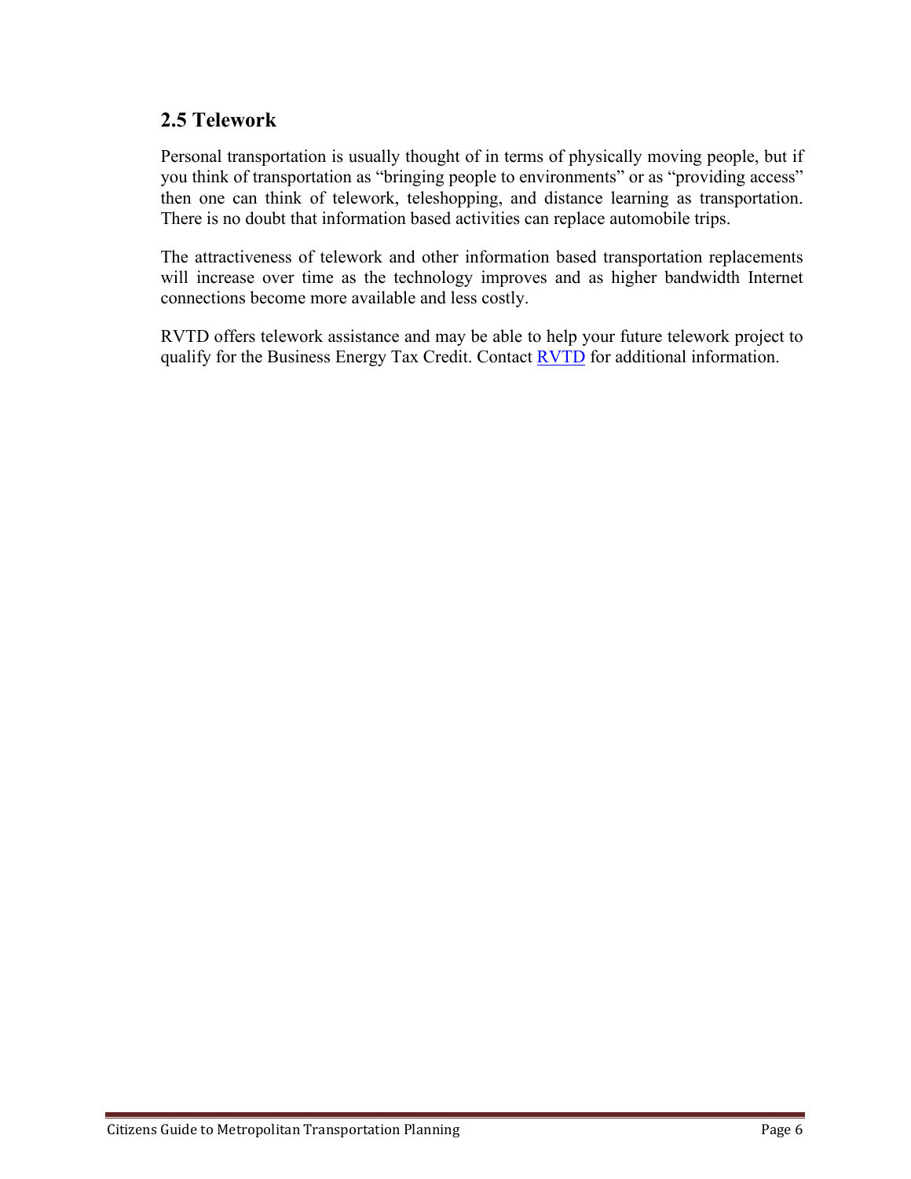## 2.5 Telework

Personal transportation is usually thought of in terms of physically moving people, but if you think of transportation as "bringing people to environments" or as "providing access" then one can think of telework, teleshopping, and distance learning as transportation. There is no doubt that information based activities can replace automobile trips.

The attractiveness of telework and other information based transportation replacements will increase over time as the technology improves and as higher bandwidth Internet connections become more available and less costly.

RVTD offers telework assistance and may be able to help your future telework project to qualify for the Business Energy Tax Credit. Contact RVTD for additional information.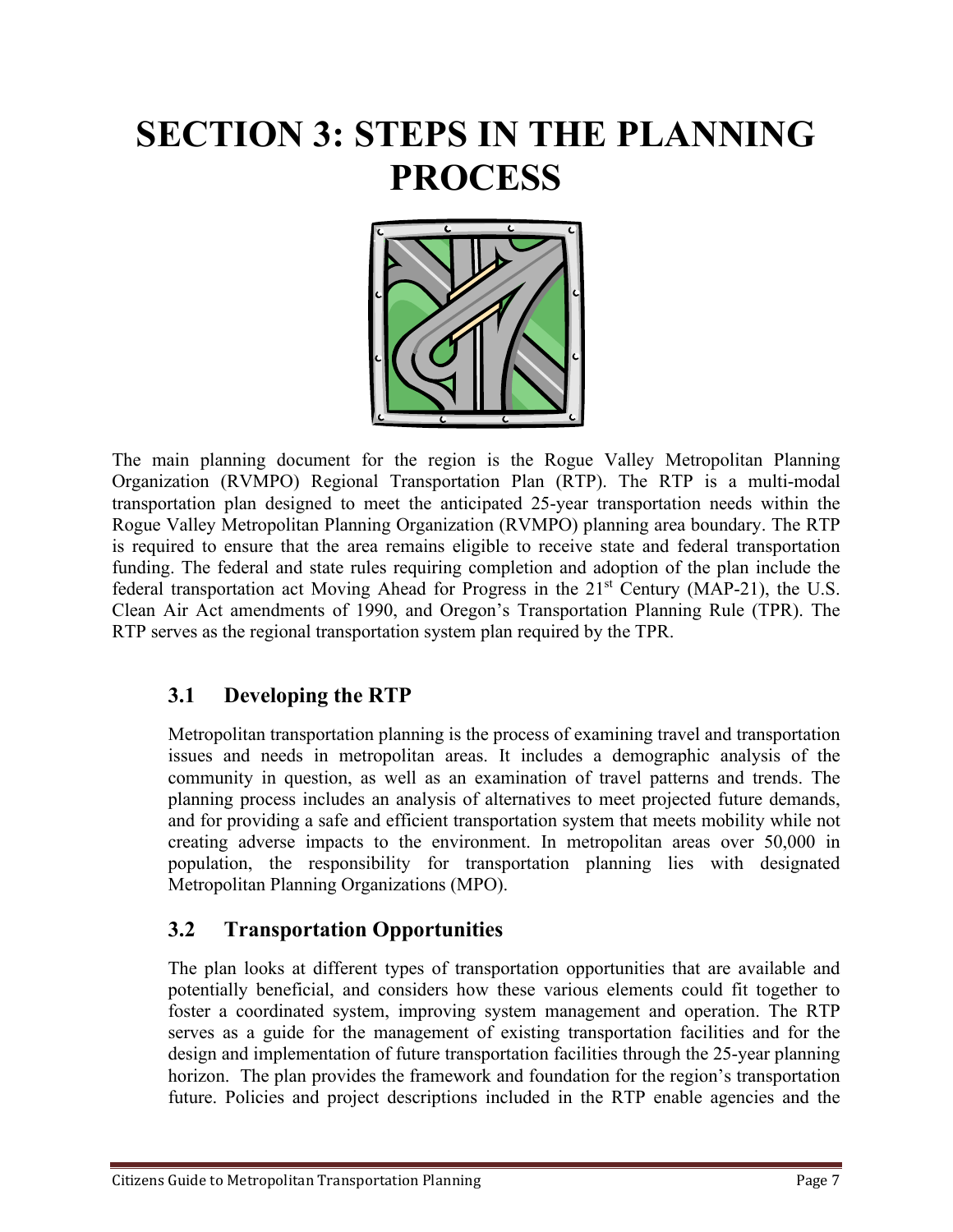# SECTION 3: STEPS IN THE PLANNING PROCESS

The main planning document for the region is the Rogue Valley Metropolitan Planning Organization (RVMPO) Regional Transportation Plan (RTP). The RTP is a multi-modal transportation plan designed to meet the anticipated 25-year transportation needs within the Rogue Valley Metropolitan Planning Organization (RVMPO) planning area boundary. The RTP is required to ensure that the area remains eligible to receive state and federal transportation funding. The federal and state rules requiring completion and adoption of the plan include the federal transportation act Moving Ahead for Progress in the 21st Century (MAP-21), the U.S. Clean Air Act amendments of 1990, and Oregon's Transportation Planning Rule (TPR). The RTP serves as the regional transportation system plan required by the TPR.

## 3.1 Developing the RTP

Metropolitan transportation planning is the process of examining travel and transportation issues and needs in metropolitan areas. It includes a demographic analysis of the community in question, as well as an examination of travel patterns and trends. The planning process includes an analysis of alternatives to meet projected future demands, and for providing a safe and efficient transportation system that meets mobility while not creating adverse impacts to the environment. In metropolitan areas over 50,000 in population, the responsibility for transportation planning lies with designated Metropolitan Planning Organizations (MPO).

## 3.2 Transportation Opportunities

The plan looks at different types of transportation opportunities that are available and potentially beneficial, and considers how these various elements could fit together to foster a coordinated system, improving system management and operation. The RTP serves as a guide for the management of existing transportation facilities and for the design and implementation of future transportation facilities through the 25-year planning horizon. The plan provides the framework and foundation for the region's transportation future. Policies and project descriptions included in the RTP enable agencies and the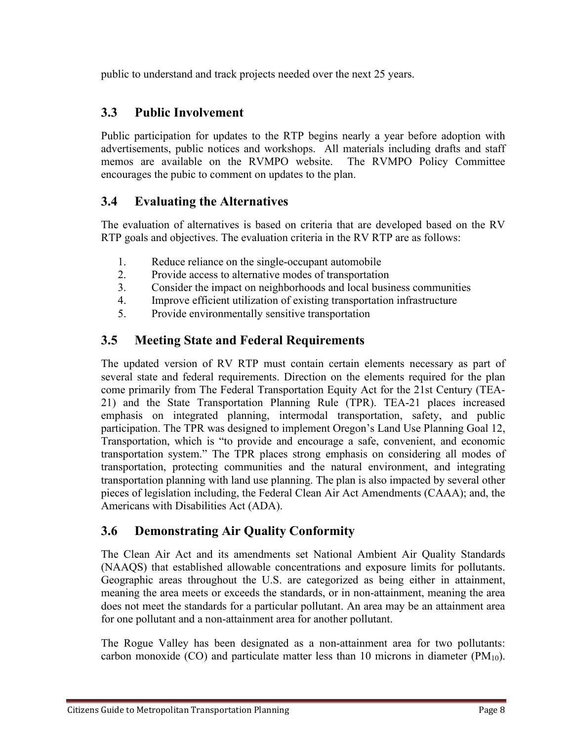public to understand and track projects needed over the next 25 years.

## 3.3 Public Involvement

Public participation for updates to the RTP begins nearly a year before adoption with advertisements, public notices and workshops. All materials including drafts and staff memos are available on the RVMPO website. The RVMPO Policy Committee encourages the pubic to comment on updates to the plan.

## 3.4 Evaluating the Alternatives

The evaluation of alternatives is based on criteria that are developed based on the RV RTP goals and objectives. The evaluation criteria in the RV RTP are as follows:

1. Reduce reliance on the single-occupant automobile
2. Provide access to alternative modes of transportation
3. Consider the impact on neighborhoods and local business communities
4. Improve efficient utilization of existing transportation infrastructure
5. Provide environmentally sensitive transportation

## 3.5 Meeting State and Federal Requirements

The updated version of RV RTP must contain certain elements necessary as part of several state and federal requirements. Direction on the elements required for the plan come primarily from The Federal Transportation Equity Act for the 21st Century (TEA-21) and the State Transportation Planning Rule (TPR). TEA-21 places increased emphasis on integrated planning, intermodal transportation, safety, and public participation. The TPR was designed to implement Oregon's Land Use Planning Goal 12, Transportation, which is "to provide and encourage a safe, convenient, and economic transportation system." The TPR places strong emphasis on considering all modes of transportation, protecting communities and the natural environment, and integrating transportation planning with land use planning. The plan is also impacted by several other pieces of legislation including, the Federal Clean Air Act Amendments (CAAA); and, the Americans with Disabilities Act (ADA).

## 3.6 Demonstrating Air Quality Conformity

The Clean Air Act and its amendments set National Ambient Air Quality Standards (NAAQS) that established allowable concentrations and exposure limits for pollutants. Geographic areas throughout the U.S. are categorized as being either in attainment, meaning the area meets or exceeds the standards, or in non-attainment, meaning the area does not meet the standards for a particular pollutant. An area may be an attainment area for one pollutant and a non-attainment area for another pollutant.

The Rogue Valley has been designated as a non-attainment area for two pollutants: carbon monoxide (CO) and particulate matter less than 10 microns in diameter ($PM_{10}$).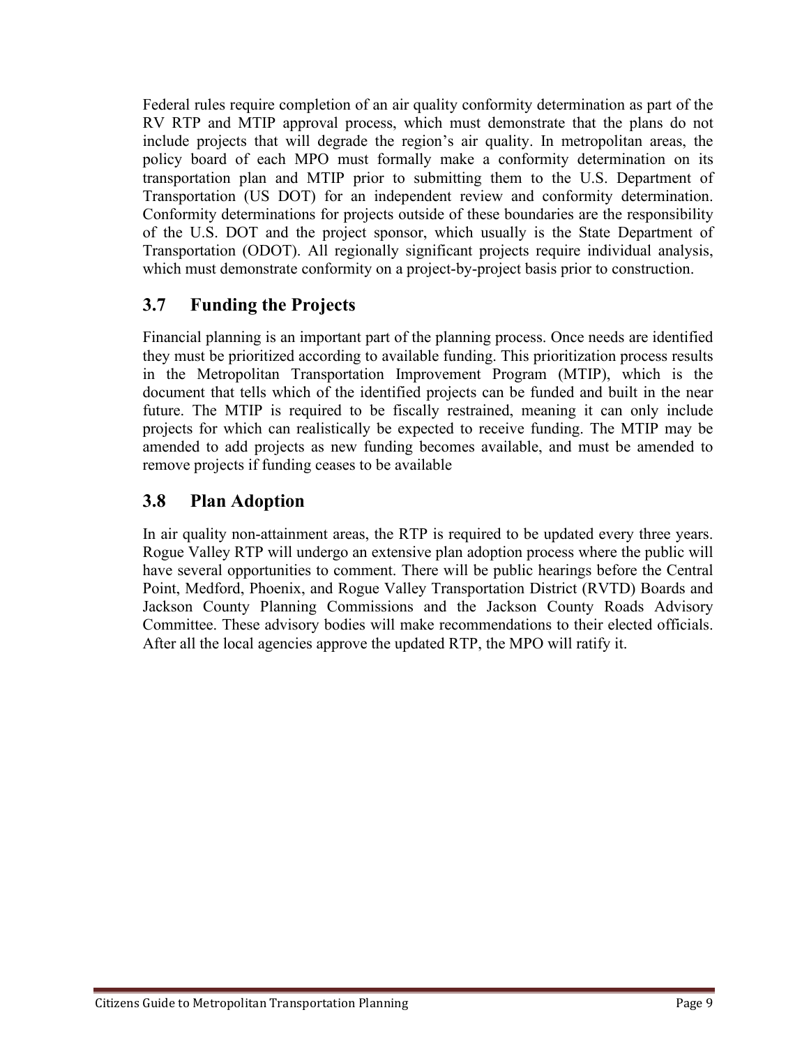Federal rules require completion of an air quality conformity determination as part of the RV RTP and MTIP approval process, which must demonstrate that the plans do not include projects that will degrade the region's air quality. In metropolitan areas, the policy board of each MPO must formally make a conformity determination on its transportation plan and MTIP prior to submitting them to the U.S. Department of Transportation (US DOT) for an independent review and conformity determination. Conformity determinations for projects outside of these boundaries are the responsibility of the U.S. DOT and the project sponsor, which usually is the State Department of Transportation (ODOT). All regionally significant projects require individual analysis, which must demonstrate conformity on a project-by-project basis prior to construction.

## 3.7 Funding the Projects

Financial planning is an important part of the planning process. Once needs are identified they must be prioritized according to available funding. This prioritization process results in the Metropolitan Transportation Improvement Program (MTIP), which is the document that tells which of the identified projects can be funded and built in the near future. The MTIP is required to be fiscally restrained, meaning it can only include projects for which can realistically be expected to receive funding. The MTIP may be amended to add projects as new funding becomes available, and must be amended to remove projects if funding ceases to be available

## 3.8 Plan Adoption

In air quality non-attainment areas, the RTP is required to be updated every three years. Rogue Valley RTP will undergo an extensive plan adoption process where the public will have several opportunities to comment. There will be public hearings before the Central Point, Medford, Phoenix, and Rogue Valley Transportation District (RVTD) Boards and Jackson County Planning Commissions and the Jackson County Roads Advisory Committee. These advisory bodies will make recommendations to their elected officials. After all the local agencies approve the updated RTP, the MPO will ratify it.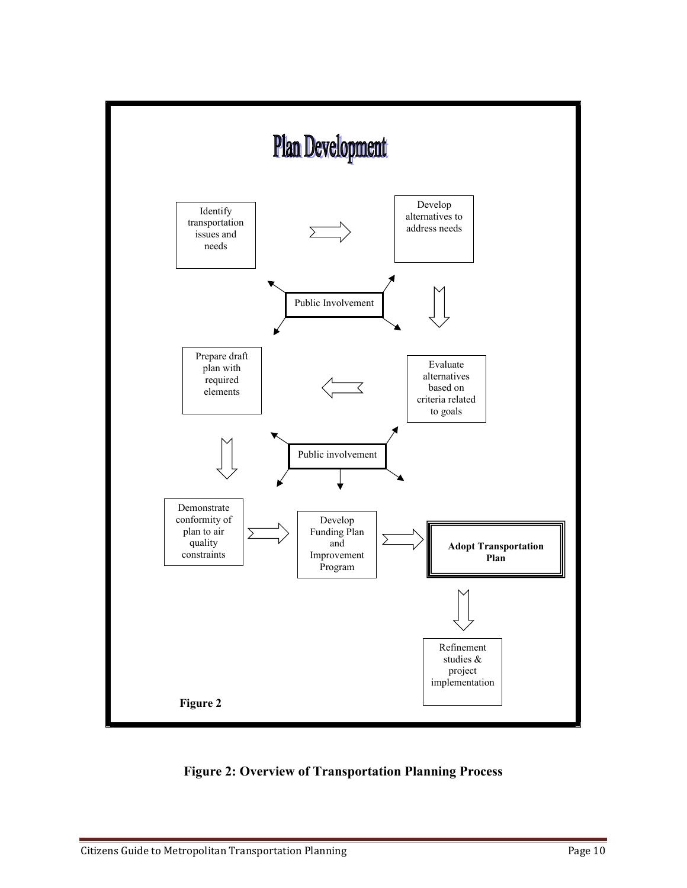# Plan Development

Identify transportation issues and needs → Develop alternatives to address needs

Public Involvement

Develop alternatives to address needs ↓ Evaluate alternatives based on criteria related to goals

Prepare draft plan with required elements ← Evaluate alternatives based on criteria related to goals

Public involvement

Prepare draft plan with required elements ↓ Demonstrate conformity of plan to air quality constraints

Demonstrate conformity of plan to air quality constraints → Develop Funding Plan and Improvement Program → **Adopt Transportation Plan**

**Adopt Transportation Plan** ↓ Refinement studies & project implementation

**Figure 2**

**Figure 2: Overview of Transportation Planning Process**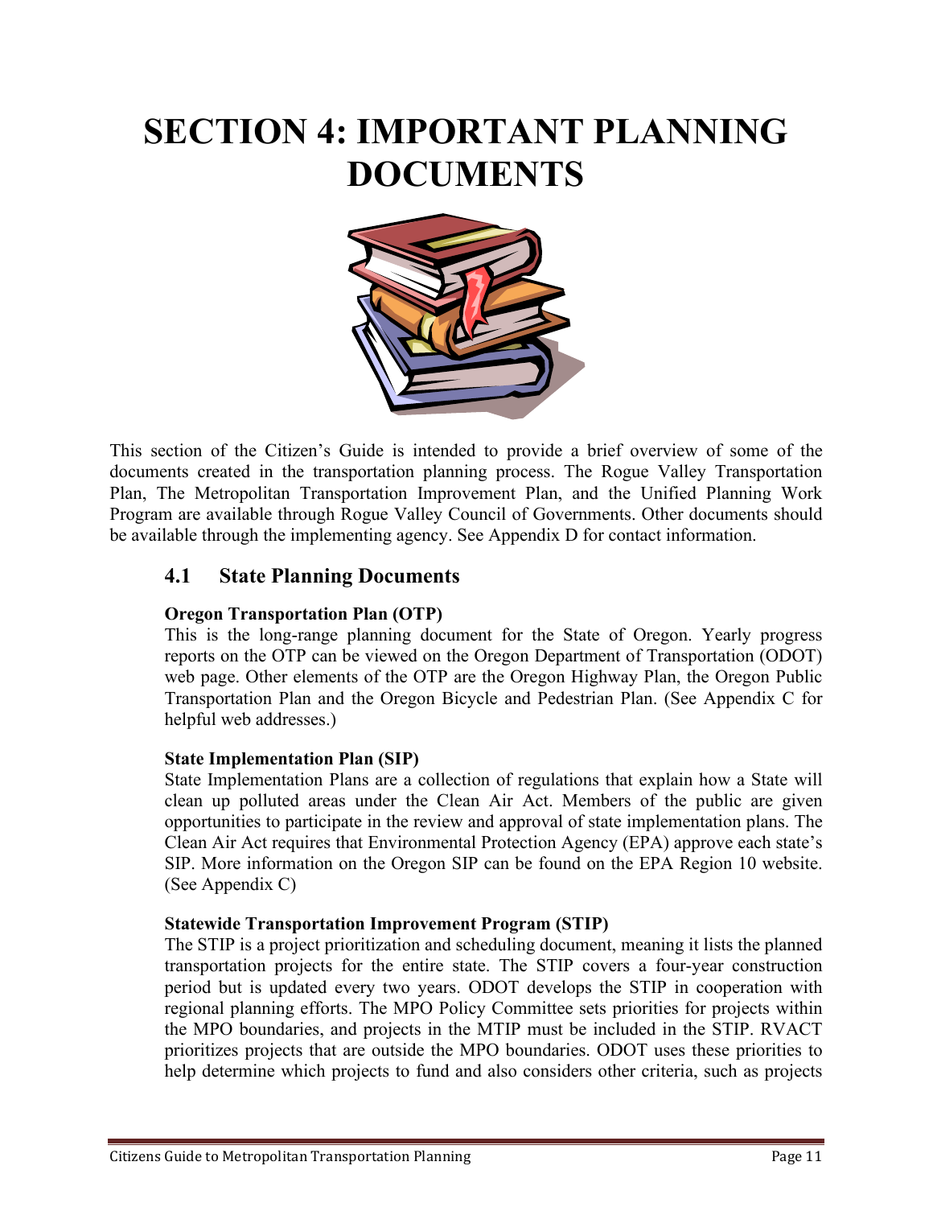# SECTION 4: IMPORTANT PLANNING DOCUMENTS

This section of the Citizen's Guide is intended to provide a brief overview of some of the documents created in the transportation planning process. The Rogue Valley Transportation Plan, The Metropolitan Transportation Improvement Plan, and the Unified Planning Work Program are available through Rogue Valley Council of Governments. Other documents should be available through the implementing agency. See Appendix D for contact information.

## 4.1 State Planning Documents

**Oregon Transportation Plan (OTP)**
This is the long-range planning document for the State of Oregon. Yearly progress reports on the OTP can be viewed on the Oregon Department of Transportation (ODOT) web page. Other elements of the OTP are the Oregon Highway Plan, the Oregon Public Transportation Plan and the Oregon Bicycle and Pedestrian Plan. (See Appendix C for helpful web addresses.)

**State Implementation Plan (SIP)**
State Implementation Plans are a collection of regulations that explain how a State will clean up polluted areas under the Clean Air Act. Members of the public are given opportunities to participate in the review and approval of state implementation plans. The Clean Air Act requires that Environmental Protection Agency (EPA) approve each state's SIP. More information on the Oregon SIP can be found on the EPA Region 10 website. (See Appendix C)

**Statewide Transportation Improvement Program (STIP)**
The STIP is a project prioritization and scheduling document, meaning it lists the planned transportation projects for the entire state. The STIP covers a four-year construction period but is updated every two years. ODOT develops the STIP in cooperation with regional planning efforts. The MPO Policy Committee sets priorities for projects within the MPO boundaries, and projects in the MTIP must be included in the STIP. RVACT prioritizes projects that are outside the MPO boundaries. ODOT uses these priorities to help determine which projects to fund and also considers other criteria, such as projects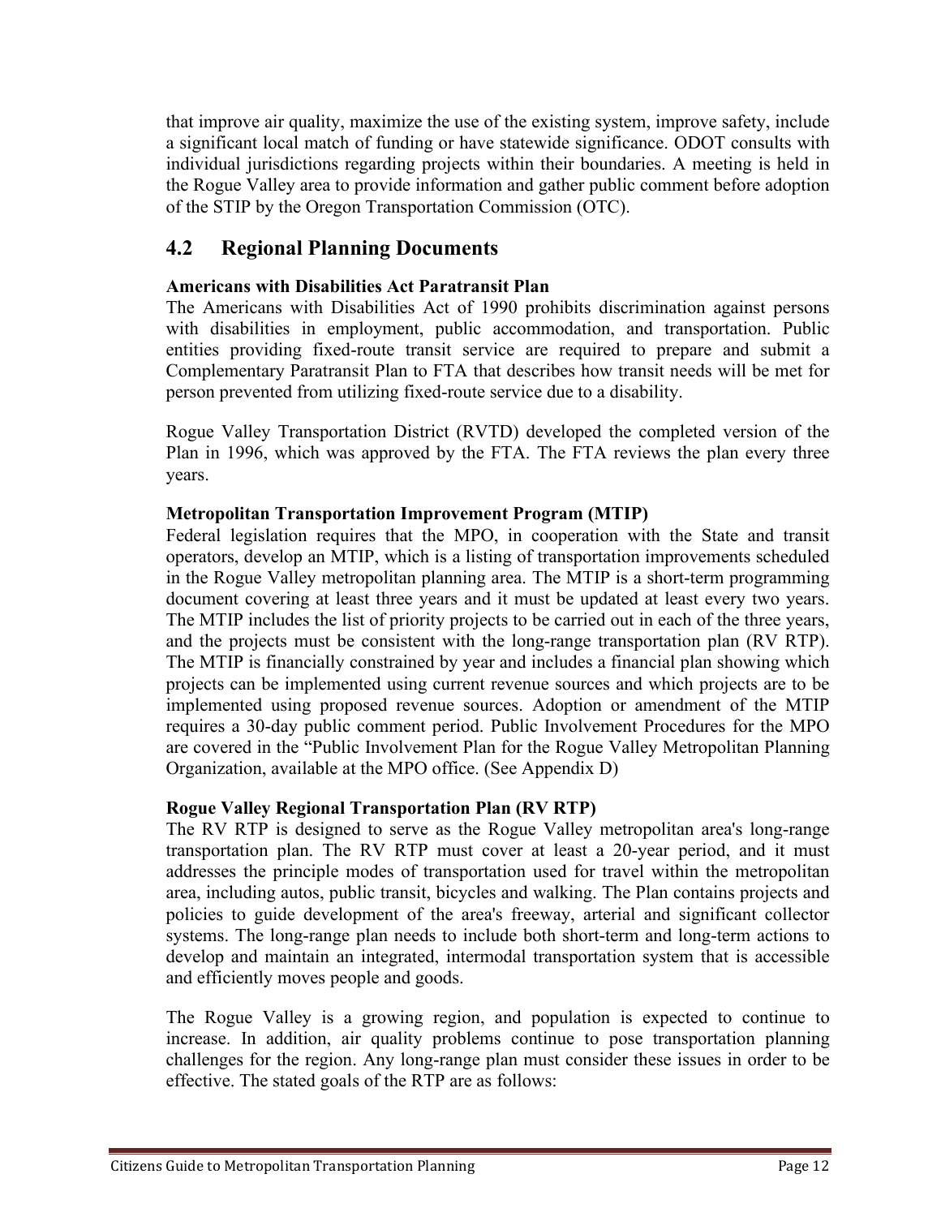that improve air quality, maximize the use of the existing system, improve safety, include a significant local match of funding or have statewide significance. ODOT consults with individual jurisdictions regarding projects within their boundaries. A meeting is held in the Rogue Valley area to provide information and gather public comment before adoption of the STIP by the Oregon Transportation Commission (OTC).

## 4.2 Regional Planning Documents

**Americans with Disabilities Act Paratransit Plan**
The Americans with Disabilities Act of 1990 prohibits discrimination against persons with disabilities in employment, public accommodation, and transportation. Public entities providing fixed-route transit service are required to prepare and submit a Complementary Paratransit Plan to FTA that describes how transit needs will be met for person prevented from utilizing fixed-route service due to a disability.

Rogue Valley Transportation District (RVTD) developed the completed version of the Plan in 1996, which was approved by the FTA. The FTA reviews the plan every three years.

**Metropolitan Transportation Improvement Program (MTIP)**
Federal legislation requires that the MPO, in cooperation with the State and transit operators, develop an MTIP, which is a listing of transportation improvements scheduled in the Rogue Valley metropolitan planning area. The MTIP is a short-term programming document covering at least three years and it must be updated at least every two years. The MTIP includes the list of priority projects to be carried out in each of the three years, and the projects must be consistent with the long-range transportation plan (RV RTP). The MTIP is financially constrained by year and includes a financial plan showing which projects can be implemented using current revenue sources and which projects are to be implemented using proposed revenue sources. Adoption or amendment of the MTIP requires a 30-day public comment period. Public Involvement Procedures for the MPO are covered in the "Public Involvement Plan for the Rogue Valley Metropolitan Planning Organization, available at the MPO office. (See Appendix D)

**Rogue Valley Regional Transportation Plan (RV RTP)**
The RV RTP is designed to serve as the Rogue Valley metropolitan area's long-range transportation plan. The RV RTP must cover at least a 20-year period, and it must addresses the principle modes of transportation used for travel within the metropolitan area, including autos, public transit, bicycles and walking. The Plan contains projects and policies to guide development of the area's freeway, arterial and significant collector systems. The long-range plan needs to include both short-term and long-term actions to develop and maintain an integrated, intermodal transportation system that is accessible and efficiently moves people and goods.

The Rogue Valley is a growing region, and population is expected to continue to increase. In addition, air quality problems continue to pose transportation planning challenges for the region. Any long-range plan must consider these issues in order to be effective. The stated goals of the RTP are as follows: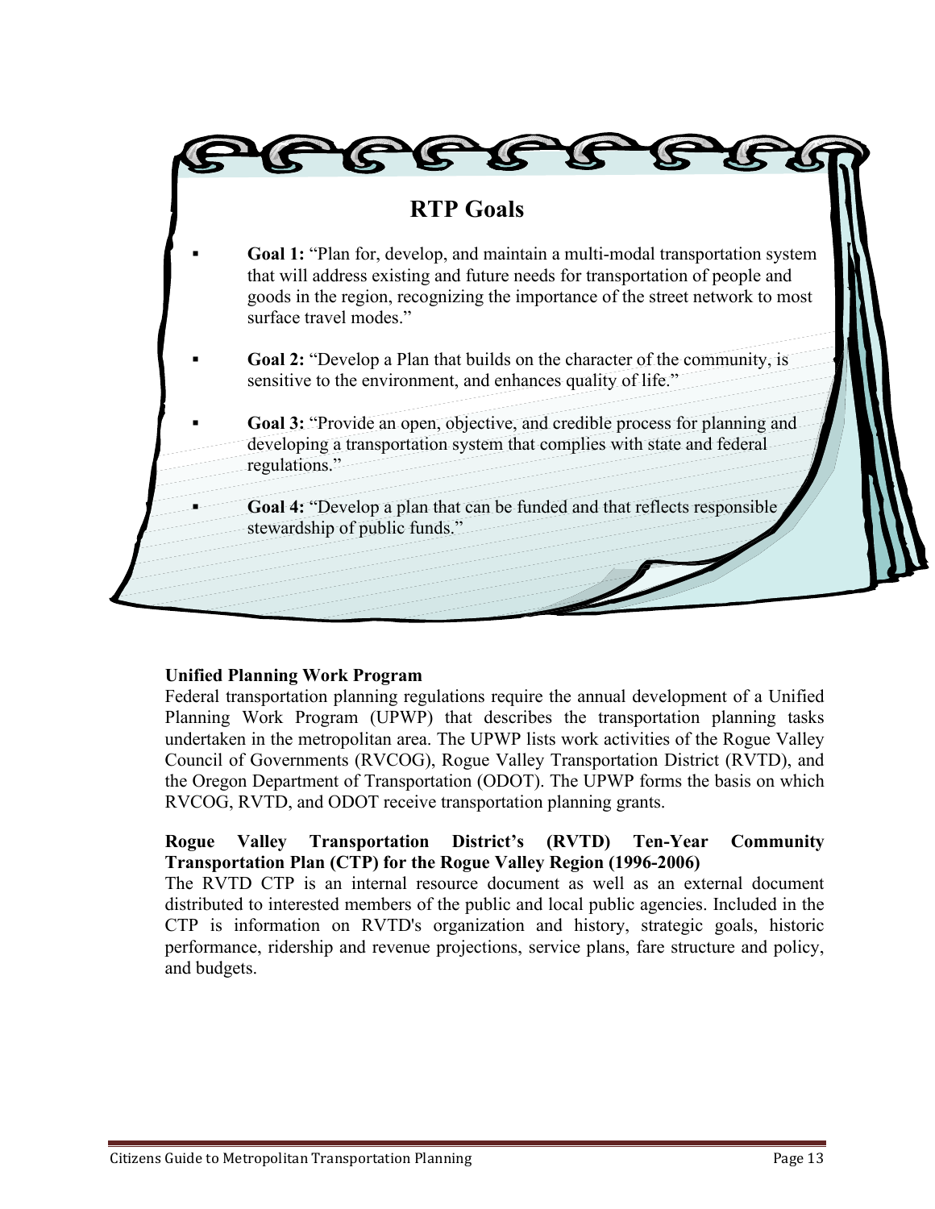## RTP Goals

- **Goal 1:** "Plan for, develop, and maintain a multi-modal transportation system that will address existing and future needs for transportation of people and goods in the region, recognizing the importance of the street network to most surface travel modes."
- **Goal 2:** "Develop a Plan that builds on the character of the community, is sensitive to the environment, and enhances quality of life."
- **Goal 3:** "Provide an open, objective, and credible process for planning and developing a transportation system that complies with state and federal regulations."
- **Goal 4:** "Develop a plan that can be funded and that reflects responsible stewardship of public funds."

**Unified Planning Work Program**

Federal transportation planning regulations require the annual development of a Unified Planning Work Program (UPWP) that describes the transportation planning tasks undertaken in the metropolitan area. The UPWP lists work activities of the Rogue Valley Council of Governments (RVCOG), Rogue Valley Transportation District (RVTD), and the Oregon Department of Transportation (ODOT). The UPWP forms the basis on which RVCOG, RVTD, and ODOT receive transportation planning grants.

**Rogue Valley Transportation District's (RVTD) Ten-Year Community Transportation Plan (CTP) for the Rogue Valley Region (1996-2006)**

The RVTD CTP is an internal resource document as well as an external document distributed to interested members of the public and local public agencies. Included in the CTP is information on RVTD's organization and history, strategic goals, historic performance, ridership and revenue projections, service plans, fare structure and policy, and budgets.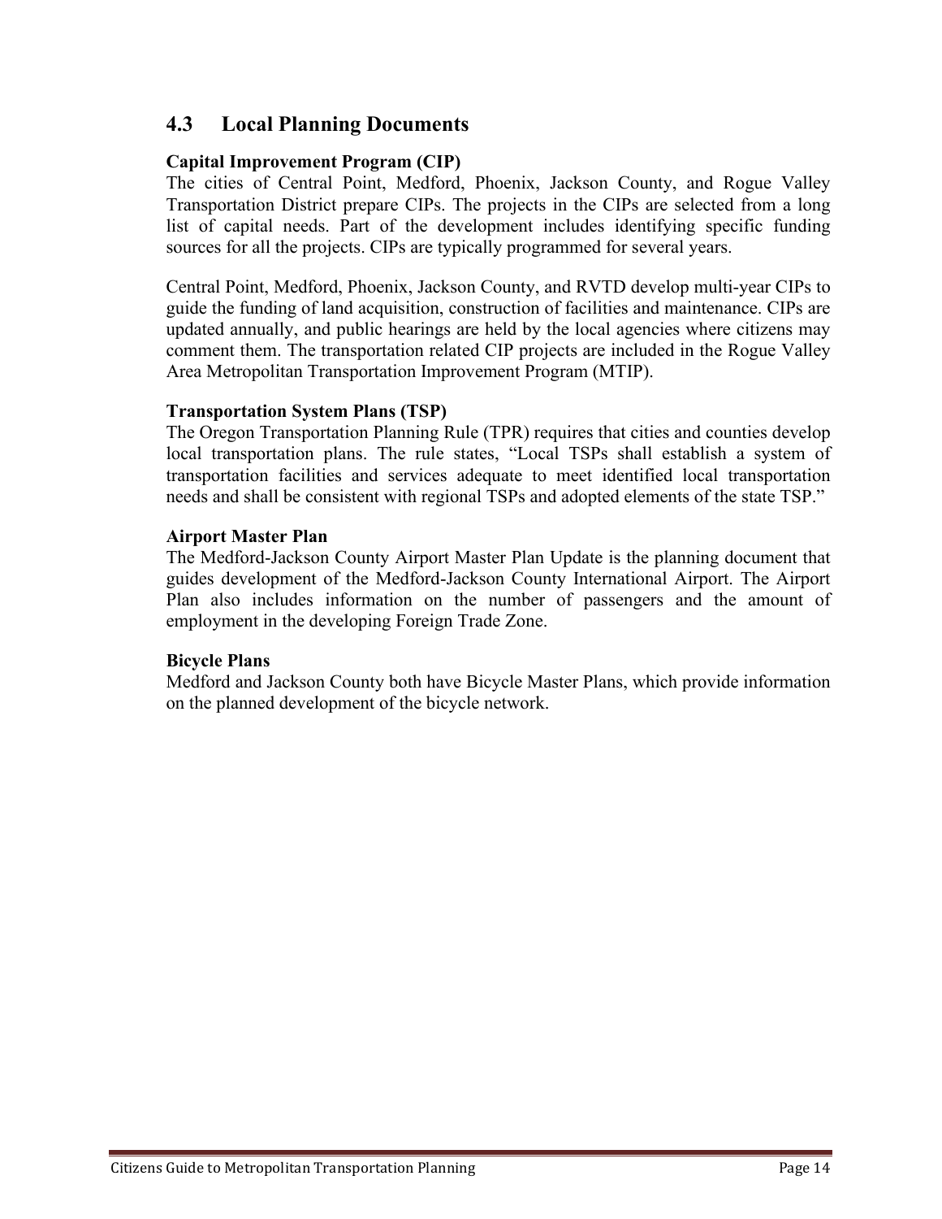## 4.3 Local Planning Documents

**Capital Improvement Program (CIP)**

The cities of Central Point, Medford, Phoenix, Jackson County, and Rogue Valley Transportation District prepare CIPs. The projects in the CIPs are selected from a long list of capital needs. Part of the development includes identifying specific funding sources for all the projects. CIPs are typically programmed for several years.

Central Point, Medford, Phoenix, Jackson County, and RVTD develop multi-year CIPs to guide the funding of land acquisition, construction of facilities and maintenance. CIPs are updated annually, and public hearings are held by the local agencies where citizens may comment them. The transportation related CIP projects are included in the Rogue Valley Area Metropolitan Transportation Improvement Program (MTIP).

**Transportation System Plans (TSP)**

The Oregon Transportation Planning Rule (TPR) requires that cities and counties develop local transportation plans. The rule states, "Local TSPs shall establish a system of transportation facilities and services adequate to meet identified local transportation needs and shall be consistent with regional TSPs and adopted elements of the state TSP."

**Airport Master Plan**

The Medford-Jackson County Airport Master Plan Update is the planning document that guides development of the Medford-Jackson County International Airport. The Airport Plan also includes information on the number of passengers and the amount of employment in the developing Foreign Trade Zone.

**Bicycle Plans**

Medford and Jackson County both have Bicycle Master Plans, which provide information on the planned development of the bicycle network.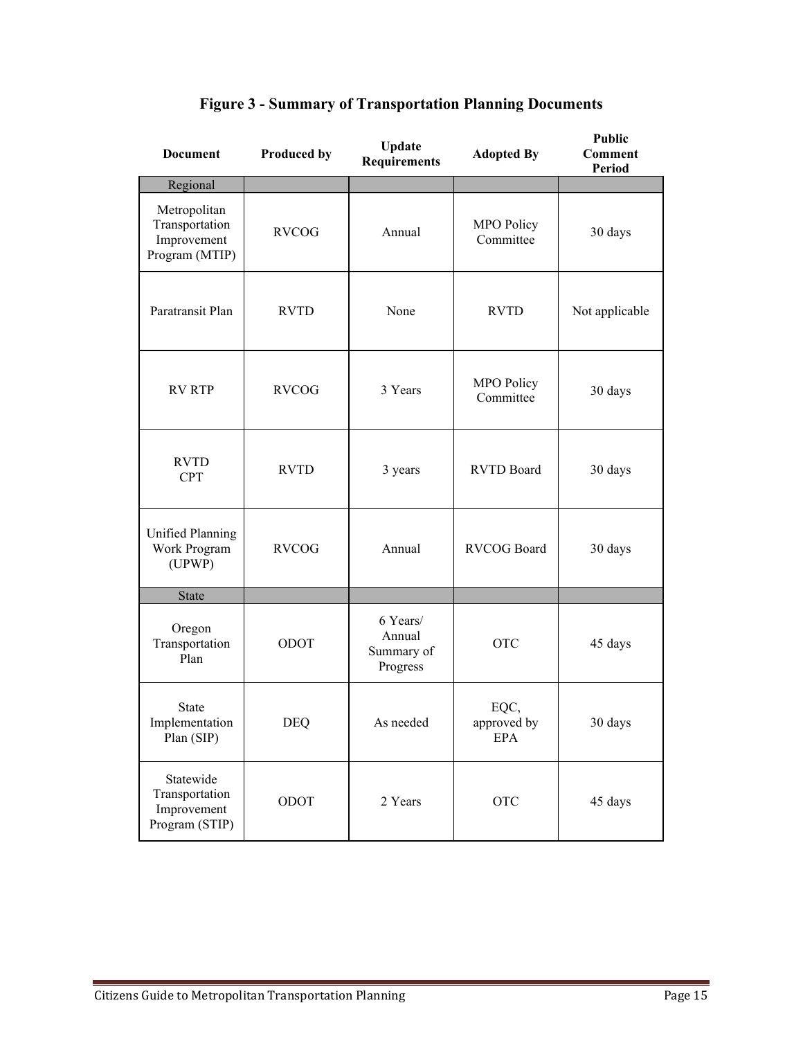# Figure 3 - Summary of Transportation Planning Documents

| Document | Produced by | Update Requirements | Adopted By | Public Comment Period |
|---|---|---|---|---|
| Regional | | | | |
| Metropolitan Transportation Improvement Program (MTIP) | RVCOG | Annual | MPO Policy Committee | 30 days |
| Paratransit Plan | RVTD | None | RVTD | Not applicable |
| RV RTP | RVCOG | 3 Years | MPO Policy Committee | 30 days |
| RVTD CPT | RVTD | 3 years | RVTD Board | 30 days |
| Unified Planning Work Program (UPWP) | RVCOG | Annual | RVCOG Board | 30 days |
| State | | | | |
| Oregon Transportation Plan | ODOT | 6 Years/ Annual Summary of Progress | OTC | 45 days |
| State Implementation Plan (SIP) | DEQ | As needed | EQC, approved by EPA | 30 days |
| Statewide Transportation Improvement Program (STIP) | ODOT | 2 Years | OTC | 45 days |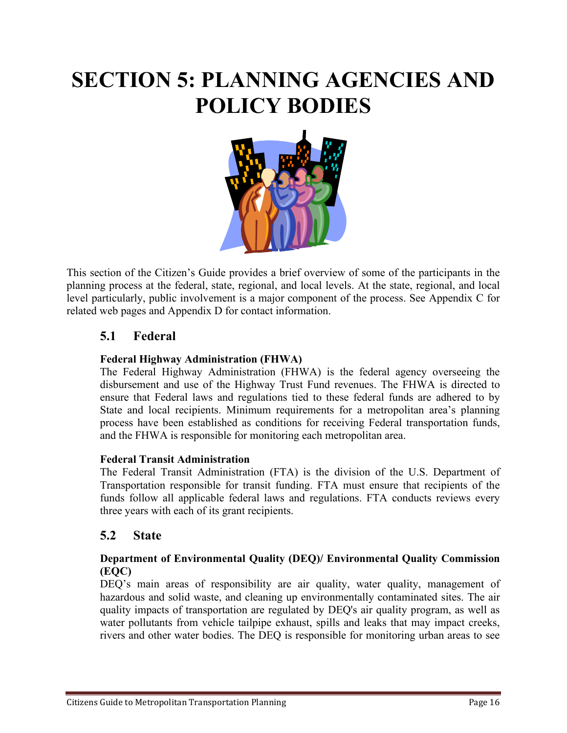# SECTION 5: PLANNING AGENCIES AND POLICY BODIES

This section of the Citizen's Guide provides a brief overview of some of the participants in the planning process at the federal, state, regional, and local levels. At the state, regional, and local level particularly, public involvement is a major component of the process. See Appendix C for related web pages and Appendix D for contact information.

## 5.1 Federal

**Federal Highway Administration (FHWA)**

The Federal Highway Administration (FHWA) is the federal agency overseeing the disbursement and use of the Highway Trust Fund revenues. The FHWA is directed to ensure that Federal laws and regulations tied to these federal funds are adhered to by State and local recipients. Minimum requirements for a metropolitan area's planning process have been established as conditions for receiving Federal transportation funds, and the FHWA is responsible for monitoring each metropolitan area.

**Federal Transit Administration**

The Federal Transit Administration (FTA) is the division of the U.S. Department of Transportation responsible for transit funding. FTA must ensure that recipients of the funds follow all applicable federal laws and regulations. FTA conducts reviews every three years with each of its grant recipients.

## 5.2 State

**Department of Environmental Quality (DEQ)/ Environmental Quality Commission (EQC)**

DEQ's main areas of responsibility are air quality, water quality, management of hazardous and solid waste, and cleaning up environmentally contaminated sites. The air quality impacts of transportation are regulated by DEQ's air quality program, as well as water pollutants from vehicle tailpipe exhaust, spills and leaks that may impact creeks, rivers and other water bodies. The DEQ is responsible for monitoring urban areas to see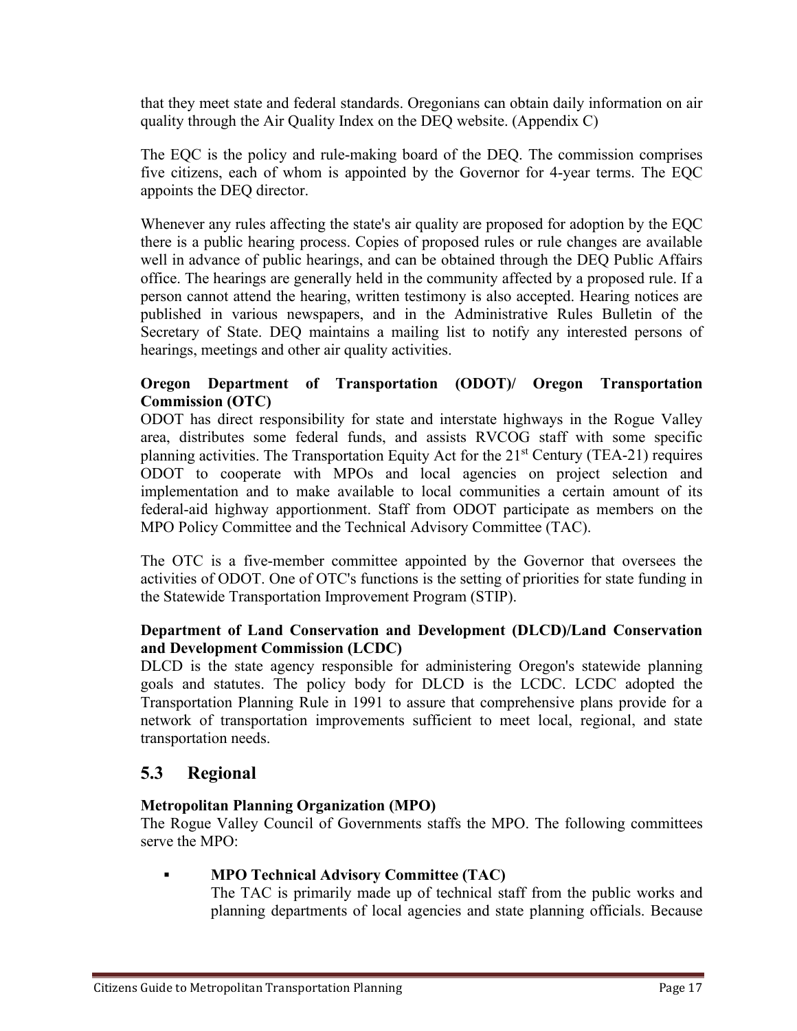that they meet state and federal standards. Oregonians can obtain daily information on air quality through the Air Quality Index on the DEQ website. (Appendix C)

The EQC is the policy and rule-making board of the DEQ. The commission comprises five citizens, each of whom is appointed by the Governor for 4-year terms. The EQC appoints the DEQ director.

Whenever any rules affecting the state's air quality are proposed for adoption by the EQC there is a public hearing process. Copies of proposed rules or rule changes are available well in advance of public hearings, and can be obtained through the DEQ Public Affairs office. The hearings are generally held in the community affected by a proposed rule. If a person cannot attend the hearing, written testimony is also accepted. Hearing notices are published in various newspapers, and in the Administrative Rules Bulletin of the Secretary of State. DEQ maintains a mailing list to notify any interested persons of hearings, meetings and other air quality activities.

**Oregon Department of Transportation (ODOT)/ Oregon Transportation Commission (OTC)**

ODOT has direct responsibility for state and interstate highways in the Rogue Valley area, distributes some federal funds, and assists RVCOG staff with some specific planning activities. The Transportation Equity Act for the 21st Century (TEA-21) requires ODOT to cooperate with MPOs and local agencies on project selection and implementation and to make available to local communities a certain amount of its federal-aid highway apportionment. Staff from ODOT participate as members on the MPO Policy Committee and the Technical Advisory Committee (TAC).

The OTC is a five-member committee appointed by the Governor that oversees the activities of ODOT. One of OTC's functions is the setting of priorities for state funding in the Statewide Transportation Improvement Program (STIP).

**Department of Land Conservation and Development (DLCD)/Land Conservation and Development Commission (LCDC)**

DLCD is the state agency responsible for administering Oregon's statewide planning goals and statutes. The policy body for DLCD is the LCDC. LCDC adopted the Transportation Planning Rule in 1991 to assure that comprehensive plans provide for a network of transportation improvements sufficient to meet local, regional, and state transportation needs.

## 5.3 Regional

**Metropolitan Planning Organization (MPO)**

The Rogue Valley Council of Governments staffs the MPO. The following committees serve the MPO:

- **MPO Technical Advisory Committee (TAC)**
  The TAC is primarily made up of technical staff from the public works and planning departments of local agencies and state planning officials. Because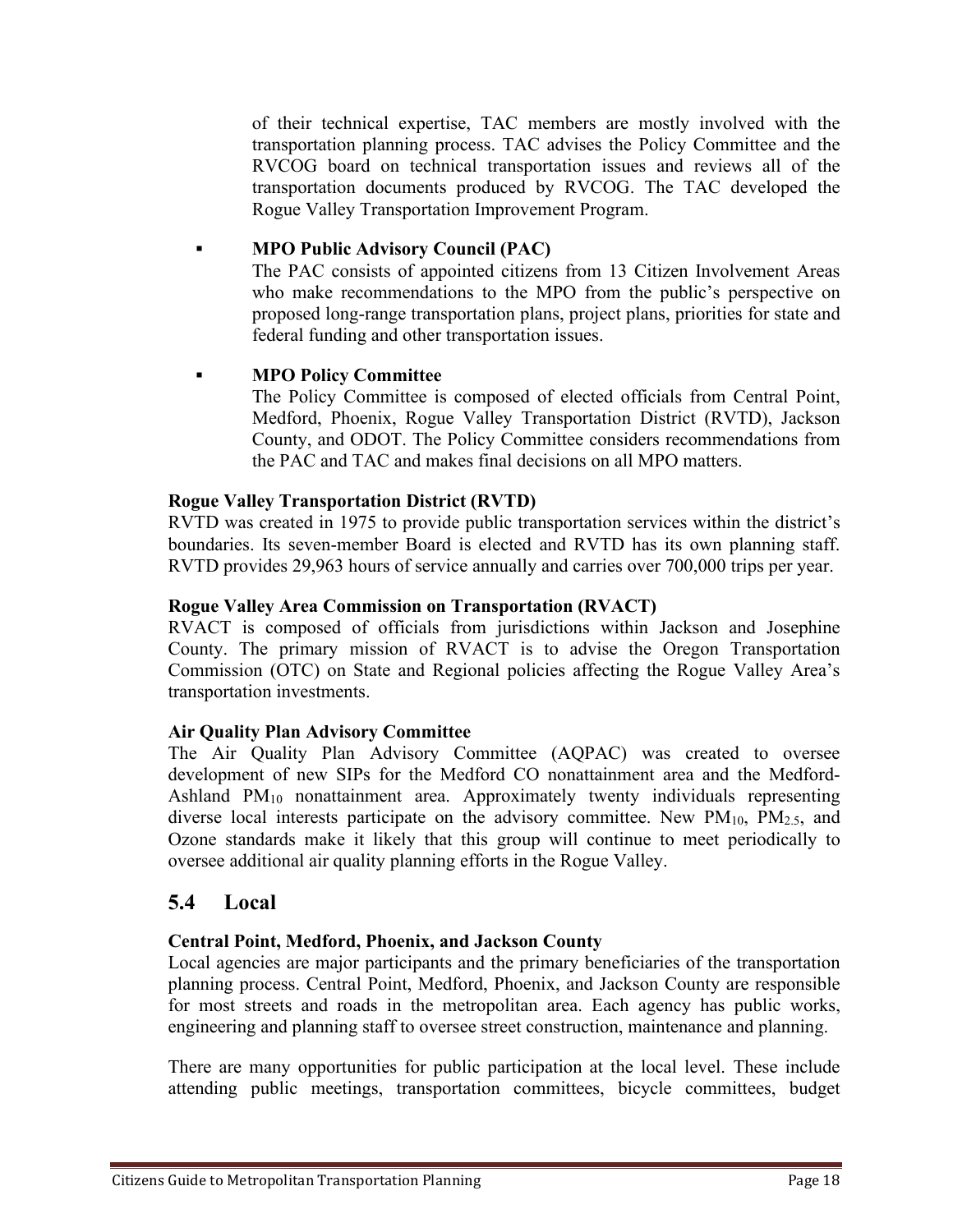of their technical expertise, TAC members are mostly involved with the transportation planning process. TAC advises the Policy Committee and the RVCOG board on technical transportation issues and reviews all of the transportation documents produced by RVCOG. The TAC developed the Rogue Valley Transportation Improvement Program.

- **MPO Public Advisory Council (PAC)**
  The PAC consists of appointed citizens from 13 Citizen Involvement Areas who make recommendations to the MPO from the public's perspective on proposed long-range transportation plans, project plans, priorities for state and federal funding and other transportation issues.

- **MPO Policy Committee**
  The Policy Committee is composed of elected officials from Central Point, Medford, Phoenix, Rogue Valley Transportation District (RVTD), Jackson County, and ODOT. The Policy Committee considers recommendations from the PAC and TAC and makes final decisions on all MPO matters.

**Rogue Valley Transportation District (RVTD)**
RVTD was created in 1975 to provide public transportation services within the district's boundaries. Its seven-member Board is elected and RVTD has its own planning staff. RVTD provides 29,963 hours of service annually and carries over 700,000 trips per year.

**Rogue Valley Area Commission on Transportation (RVACT)**
RVACT is composed of officials from jurisdictions within Jackson and Josephine County. The primary mission of RVACT is to advise the Oregon Transportation Commission (OTC) on State and Regional policies affecting the Rogue Valley Area's transportation investments.

**Air Quality Plan Advisory Committee**
The Air Quality Plan Advisory Committee (AQPAC) was created to oversee development of new SIPs for the Medford CO nonattainment area and the Medford-Ashland $PM_{10}$ nonattainment area. Approximately twenty individuals representing diverse local interests participate on the advisory committee. New $PM_{10}$, $PM_{2.5}$, and Ozone standards make it likely that this group will continue to meet periodically to oversee additional air quality planning efforts in the Rogue Valley.

## 5.4 Local

**Central Point, Medford, Phoenix, and Jackson County**
Local agencies are major participants and the primary beneficiaries of the transportation planning process. Central Point, Medford, Phoenix, and Jackson County are responsible for most streets and roads in the metropolitan area. Each agency has public works, engineering and planning staff to oversee street construction, maintenance and planning.

There are many opportunities for public participation at the local level. These include attending public meetings, transportation committees, bicycle committees, budget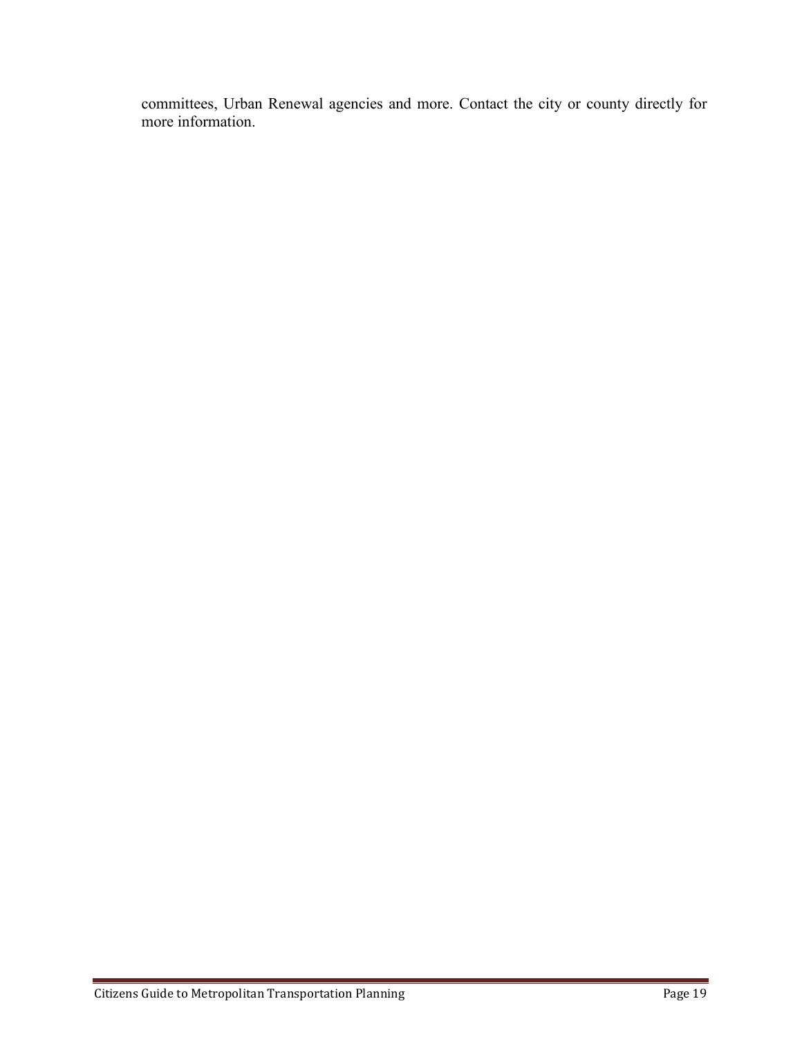committees, Urban Renewal agencies and more. Contact the city or county directly for more information.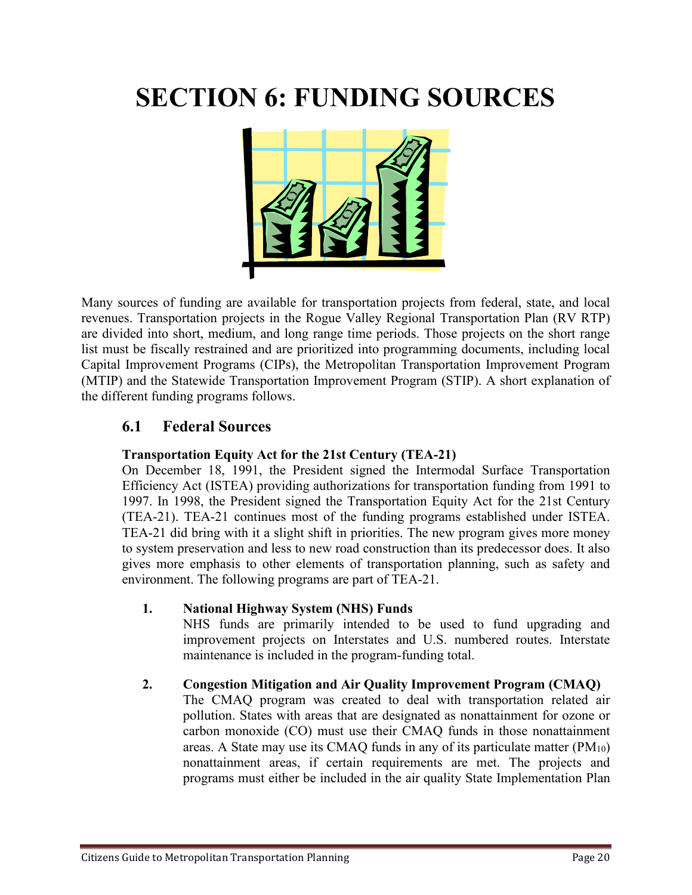# SECTION 6: FUNDING SOURCES

Many sources of funding are available for transportation projects from federal, state, and local revenues. Transportation projects in the Rogue Valley Regional Transportation Plan (RV RTP) are divided into short, medium, and long range time periods. Those projects on the short range list must be fiscally restrained and are prioritized into programming documents, including local Capital Improvement Programs (CIPs), the Metropolitan Transportation Improvement Program (MTIP) and the Statewide Transportation Improvement Program (STIP). A short explanation of the different funding programs follows.

## 6.1 Federal Sources

**Transportation Equity Act for the 21st Century (TEA-21)**

On December 18, 1991, the President signed the Intermodal Surface Transportation Efficiency Act (ISTEA) providing authorizations for transportation funding from 1991 to 1997. In 1998, the President signed the Transportation Equity Act for the 21st Century (TEA-21). TEA-21 continues most of the funding programs established under ISTEA. TEA-21 did bring with it a slight shift in priorities. The new program gives more money to system preservation and less to new road construction than its predecessor does. It also gives more emphasis to other elements of transportation planning, such as safety and environment. The following programs are part of TEA-21.

1. **National Highway System (NHS) Funds**
   NHS funds are primarily intended to be used to fund upgrading and improvement projects on Interstates and U.S. numbered routes. Interstate maintenance is included in the program-funding total.

2. **Congestion Mitigation and Air Quality Improvement Program (CMAQ)**
   The CMAQ program was created to deal with transportation related air pollution. States with areas that are designated as nonattainment for ozone or carbon monoxide (CO) must use their CMAQ funds in those nonattainment areas. A State may use its CMAQ funds in any of its particulate matter ($PM_{10}$) nonattainment areas, if certain requirements are met. The projects and programs must either be included in the air quality State Implementation Plan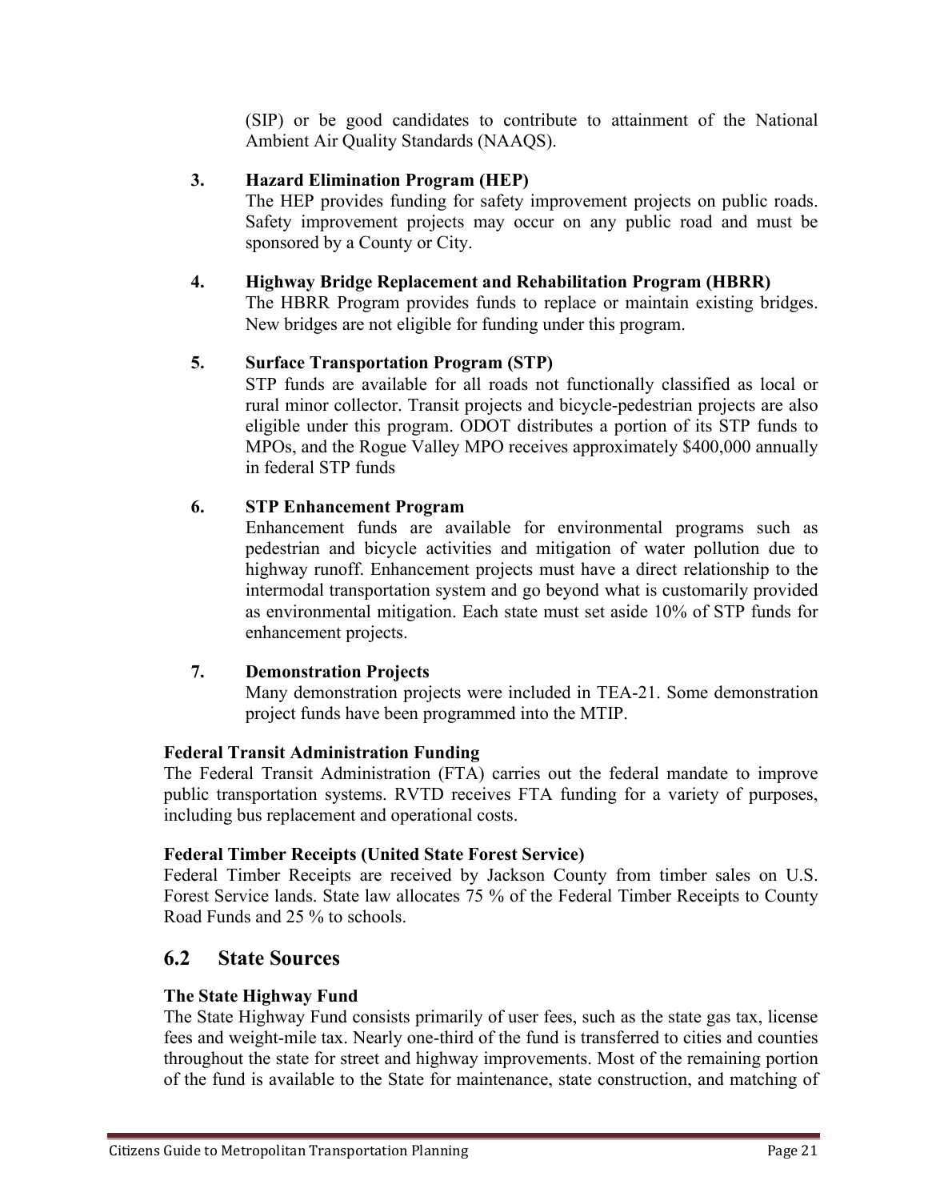(SIP) or be good candidates to contribute to attainment of the National Ambient Air Quality Standards (NAAQS).

3. **Hazard Elimination Program (HEP)**
   The HEP provides funding for safety improvement projects on public roads. Safety improvement projects may occur on any public road and must be sponsored by a County or City.

4. **Highway Bridge Replacement and Rehabilitation Program (HBRR)**
   The HBRR Program provides funds to replace or maintain existing bridges. New bridges are not eligible for funding under this program.

5. **Surface Transportation Program (STP)**
   STP funds are available for all roads not functionally classified as local or rural minor collector. Transit projects and bicycle-pedestrian projects are also eligible under this program. ODOT distributes a portion of its STP funds to MPOs, and the Rogue Valley MPO receives approximately $400,000 annually in federal STP funds

6. **STP Enhancement Program**
   Enhancement funds are available for environmental programs such as pedestrian and bicycle activities and mitigation of water pollution due to highway runoff. Enhancement projects must have a direct relationship to the intermodal transportation system and go beyond what is customarily provided as environmental mitigation. Each state must set aside 10% of STP funds for enhancement projects.

7. **Demonstration Projects**
   Many demonstration projects were included in TEA-21. Some demonstration project funds have been programmed into the MTIP.

**Federal Transit Administration Funding**
The Federal Transit Administration (FTA) carries out the federal mandate to improve public transportation systems. RVTD receives FTA funding for a variety of purposes, including bus replacement and operational costs.

**Federal Timber Receipts (United State Forest Service)**
Federal Timber Receipts are received by Jackson County from timber sales on U.S. Forest Service lands. State law allocates 75 % of the Federal Timber Receipts to County Road Funds and 25 % to schools.

## 6.2 State Sources

**The State Highway Fund**
The State Highway Fund consists primarily of user fees, such as the state gas tax, license fees and weight-mile tax. Nearly one-third of the fund is transferred to cities and counties throughout the state for street and highway improvements. Most of the remaining portion of the fund is available to the State for maintenance, state construction, and matching of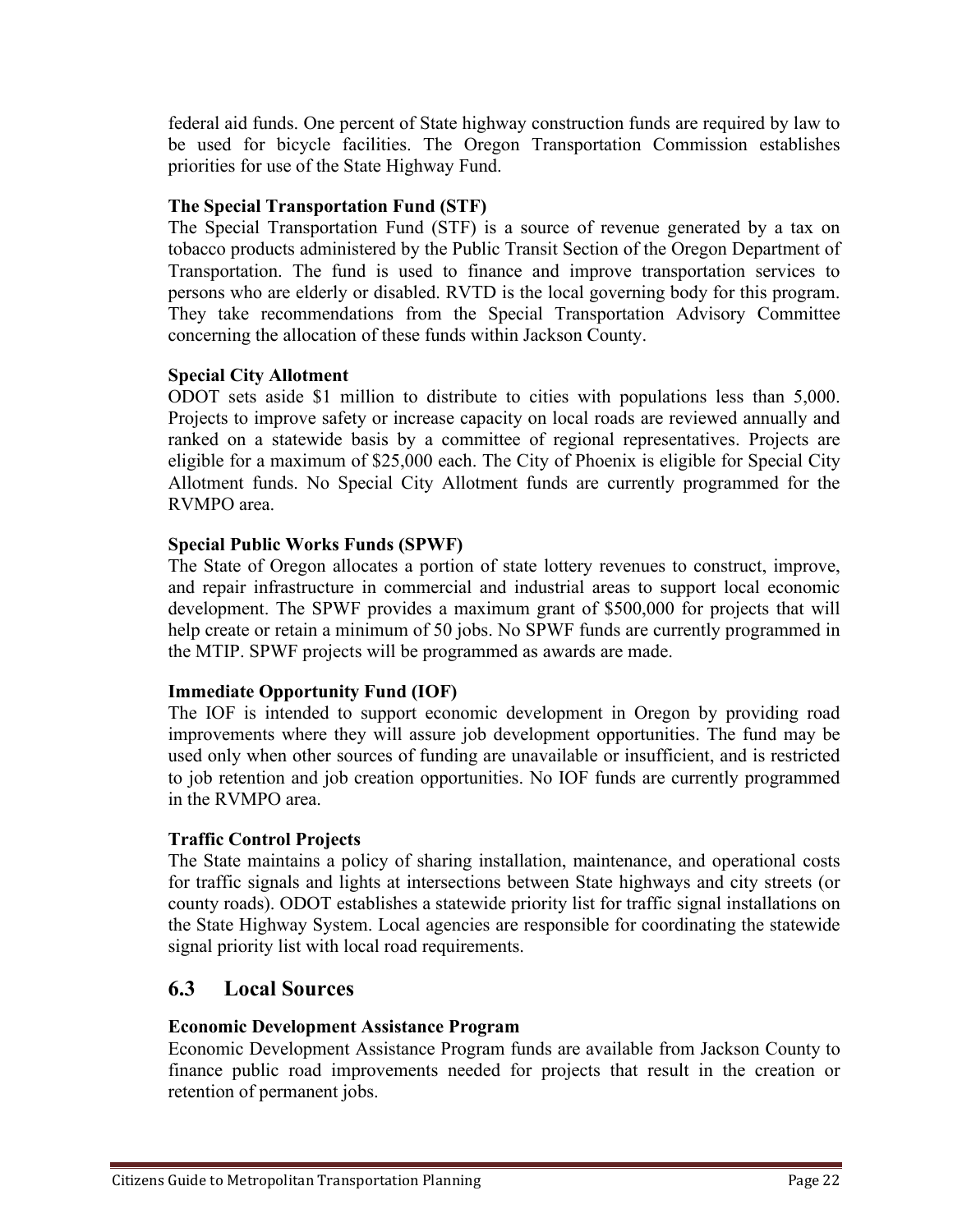federal aid funds. One percent of State highway construction funds are required by law to be used for bicycle facilities. The Oregon Transportation Commission establishes priorities for use of the State Highway Fund.

**The Special Transportation Fund (STF)**

The Special Transportation Fund (STF) is a source of revenue generated by a tax on tobacco products administered by the Public Transit Section of the Oregon Department of Transportation. The fund is used to finance and improve transportation services to persons who are elderly or disabled. RVTD is the local governing body for this program. They take recommendations from the Special Transportation Advisory Committee concerning the allocation of these funds within Jackson County.

**Special City Allotment**

ODOT sets aside $1 million to distribute to cities with populations less than 5,000. Projects to improve safety or increase capacity on local roads are reviewed annually and ranked on a statewide basis by a committee of regional representatives. Projects are eligible for a maximum of $25,000 each. The City of Phoenix is eligible for Special City Allotment funds. No Special City Allotment funds are currently programmed for the RVMPO area.

**Special Public Works Funds (SPWF)**

The State of Oregon allocates a portion of state lottery revenues to construct, improve, and repair infrastructure in commercial and industrial areas to support local economic development. The SPWF provides a maximum grant of $500,000 for projects that will help create or retain a minimum of 50 jobs. No SPWF funds are currently programmed in the MTIP. SPWF projects will be programmed as awards are made.

**Immediate Opportunity Fund (IOF)**

The IOF is intended to support economic development in Oregon by providing road improvements where they will assure job development opportunities. The fund may be used only when other sources of funding are unavailable or insufficient, and is restricted to job retention and job creation opportunities. No IOF funds are currently programmed in the RVMPO area.

**Traffic Control Projects**

The State maintains a policy of sharing installation, maintenance, and operational costs for traffic signals and lights at intersections between State highways and city streets (or county roads). ODOT establishes a statewide priority list for traffic signal installations on the State Highway System. Local agencies are responsible for coordinating the statewide signal priority list with local road requirements.

## 6.3 Local Sources

**Economic Development Assistance Program**

Economic Development Assistance Program funds are available from Jackson County to finance public road improvements needed for projects that result in the creation or retention of permanent jobs.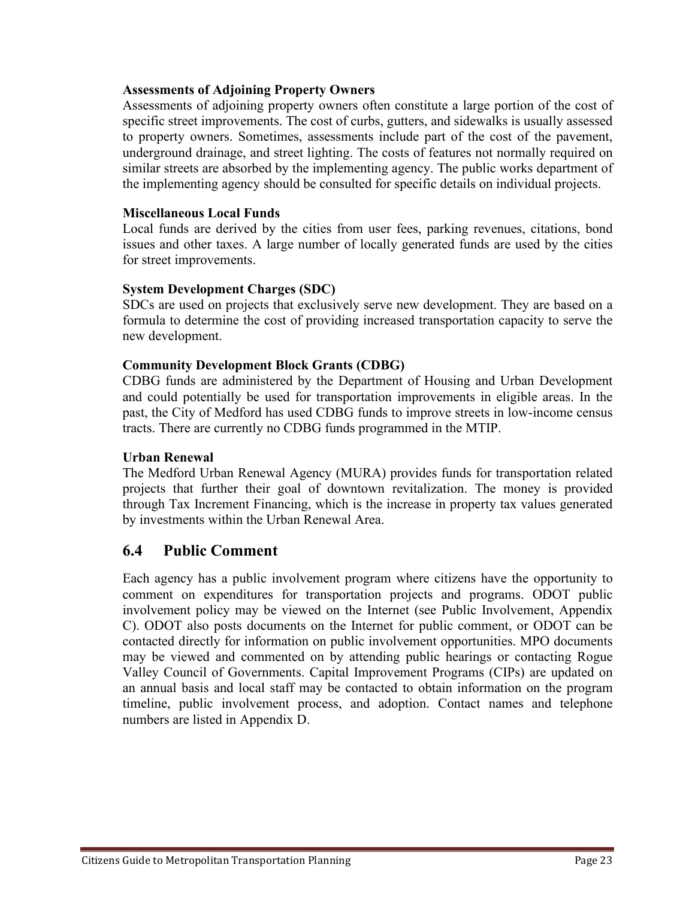**Assessments of Adjoining Property Owners**

Assessments of adjoining property owners often constitute a large portion of the cost of specific street improvements. The cost of curbs, gutters, and sidewalks is usually assessed to property owners. Sometimes, assessments include part of the cost of the pavement, underground drainage, and street lighting. The costs of features not normally required on similar streets are absorbed by the implementing agency. The public works department of the implementing agency should be consulted for specific details on individual projects.

**Miscellaneous Local Funds**

Local funds are derived by the cities from user fees, parking revenues, citations, bond issues and other taxes. A large number of locally generated funds are used by the cities for street improvements.

**System Development Charges (SDC)**

SDCs are used on projects that exclusively serve new development. They are based on a formula to determine the cost of providing increased transportation capacity to serve the new development.

**Community Development Block Grants (CDBG)**

CDBG funds are administered by the Department of Housing and Urban Development and could potentially be used for transportation improvements in eligible areas. In the past, the City of Medford has used CDBG funds to improve streets in low-income census tracts. There are currently no CDBG funds programmed in the MTIP.

**Urban Renewal**

The Medford Urban Renewal Agency (MURA) provides funds for transportation related projects that further their goal of downtown revitalization. The money is provided through Tax Increment Financing, which is the increase in property tax values generated by investments within the Urban Renewal Area.

## 6.4 Public Comment

Each agency has a public involvement program where citizens have the opportunity to comment on expenditures for transportation projects and programs. ODOT public involvement policy may be viewed on the Internet (see Public Involvement, Appendix C). ODOT also posts documents on the Internet for public comment, or ODOT can be contacted directly for information on public involvement opportunities. MPO documents may be viewed and commented on by attending public hearings or contacting Rogue Valley Council of Governments. Capital Improvement Programs (CIPs) are updated on an annual basis and local staff may be contacted to obtain information on the program timeline, public involvement process, and adoption. Contact names and telephone numbers are listed in Appendix D.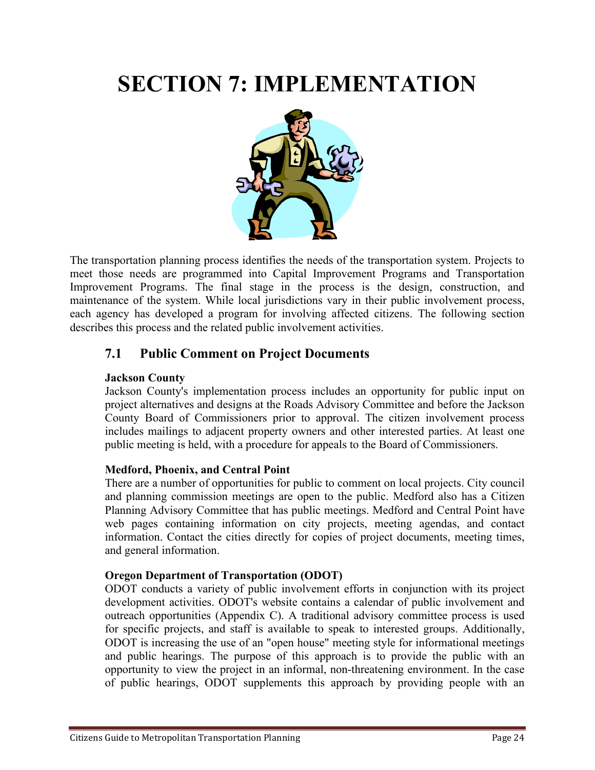# SECTION 7: IMPLEMENTATION

The transportation planning process identifies the needs of the transportation system. Projects to meet those needs are programmed into Capital Improvement Programs and Transportation Improvement Programs. The final stage in the process is the design, construction, and maintenance of the system. While local jurisdictions vary in their public involvement process, each agency has developed a program for involving affected citizens. The following section describes this process and the related public involvement activities.

## 7.1 Public Comment on Project Documents

**Jackson County**

Jackson County's implementation process includes an opportunity for public input on project alternatives and designs at the Roads Advisory Committee and before the Jackson County Board of Commissioners prior to approval. The citizen involvement process includes mailings to adjacent property owners and other interested parties. At least one public meeting is held, with a procedure for appeals to the Board of Commissioners.

**Medford, Phoenix, and Central Point**

There are a number of opportunities for public to comment on local projects. City council and planning commission meetings are open to the public. Medford also has a Citizen Planning Advisory Committee that has public meetings. Medford and Central Point have web pages containing information on city projects, meeting agendas, and contact information. Contact the cities directly for copies of project documents, meeting times, and general information.

**Oregon Department of Transportation (ODOT)**

ODOT conducts a variety of public involvement efforts in conjunction with its project development activities. ODOT's website contains a calendar of public involvement and outreach opportunities (Appendix C). A traditional advisory committee process is used for specific projects, and staff is available to speak to interested groups. Additionally, ODOT is increasing the use of an "open house" meeting style for informational meetings and public hearings. The purpose of this approach is to provide the public with an opportunity to view the project in an informal, non-threatening environment. In the case of public hearings, ODOT supplements this approach by providing people with an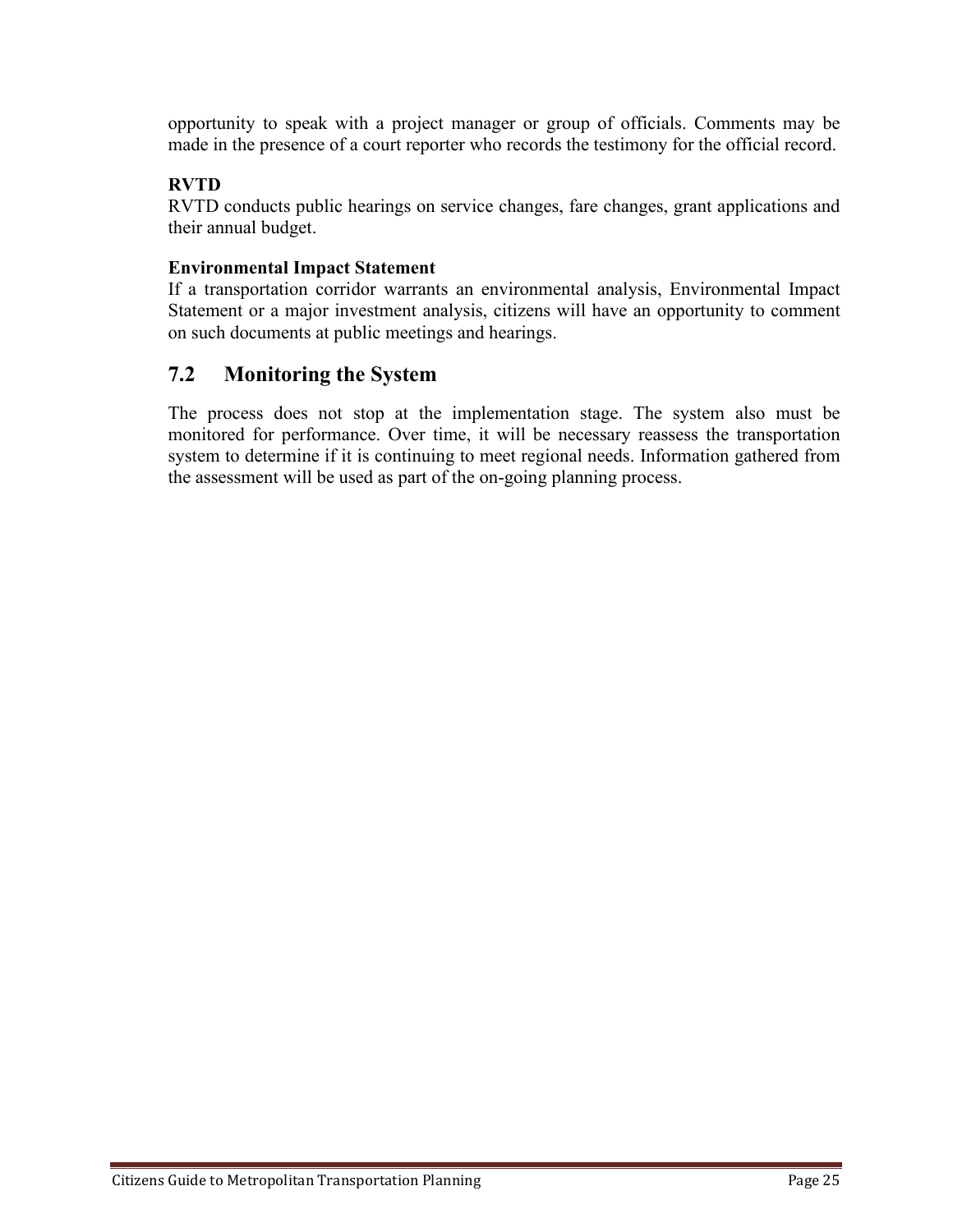opportunity to speak with a project manager or group of officials. Comments may be made in the presence of a court reporter who records the testimony for the official record.

**RVTD**

RVTD conducts public hearings on service changes, fare changes, grant applications and their annual budget.

**Environmental Impact Statement**

If a transportation corridor warrants an environmental analysis, Environmental Impact Statement or a major investment analysis, citizens will have an opportunity to comment on such documents at public meetings and hearings.

## 7.2 Monitoring the System

The process does not stop at the implementation stage. The system also must be monitored for performance. Over time, it will be necessary reassess the transportation system to determine if it is continuing to meet regional needs. Information gathered from the assessment will be used as part of the on-going planning process.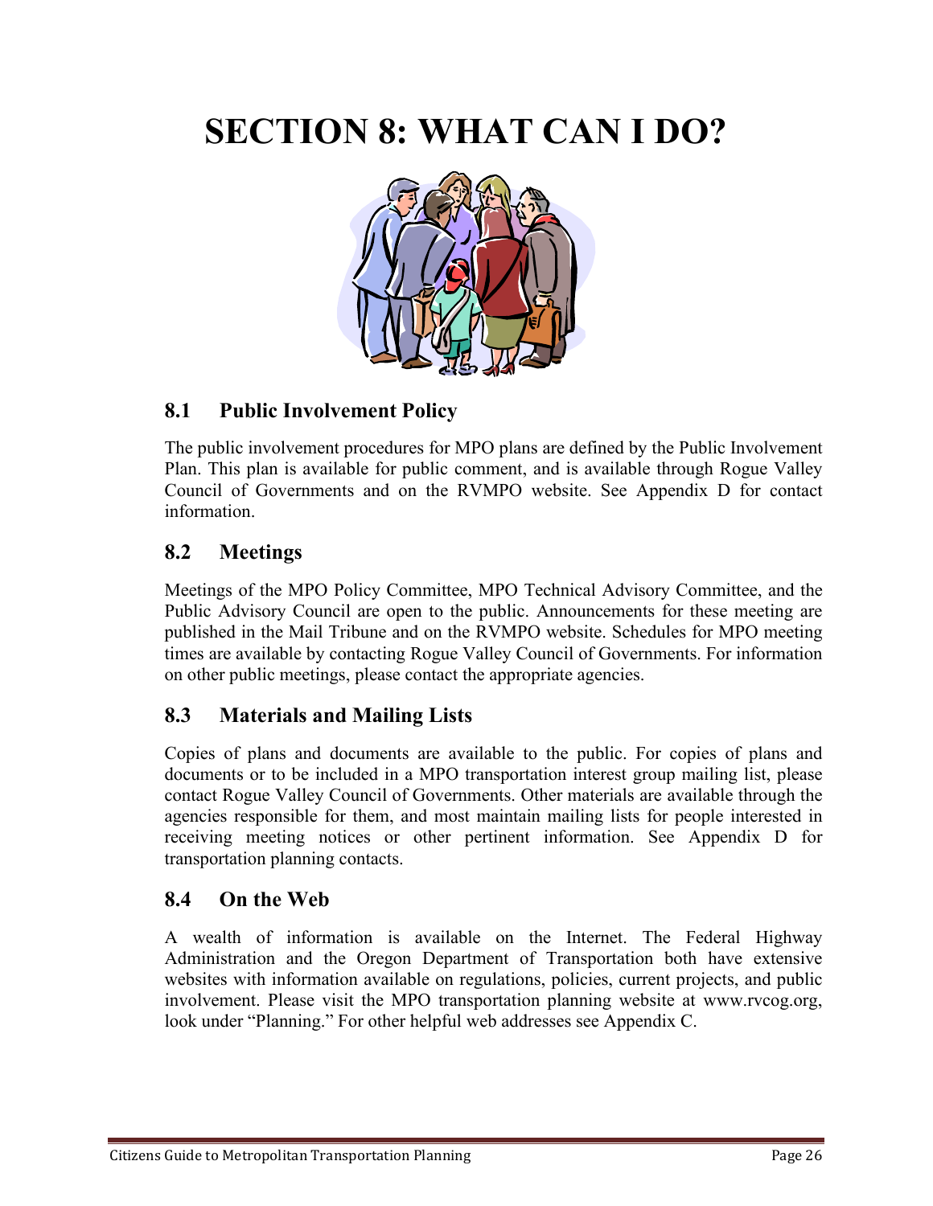# SECTION 8: WHAT CAN I DO?

## 8.1 Public Involvement Policy

The public involvement procedures for MPO plans are defined by the Public Involvement Plan. This plan is available for public comment, and is available through Rogue Valley Council of Governments and on the RVMPO website. See Appendix D for contact information.

## 8.2 Meetings

Meetings of the MPO Policy Committee, MPO Technical Advisory Committee, and the Public Advisory Council are open to the public. Announcements for these meeting are published in the Mail Tribune and on the RVMPO website. Schedules for MPO meeting times are available by contacting Rogue Valley Council of Governments. For information on other public meetings, please contact the appropriate agencies.

## 8.3 Materials and Mailing Lists

Copies of plans and documents are available to the public. For copies of plans and documents or to be included in a MPO transportation interest group mailing list, please contact Rogue Valley Council of Governments. Other materials are available through the agencies responsible for them, and most maintain mailing lists for people interested in receiving meeting notices or other pertinent information. See Appendix D for transportation planning contacts.

## 8.4 On the Web

A wealth of information is available on the Internet. The Federal Highway Administration and the Oregon Department of Transportation both have extensive websites with information available on regulations, policies, current projects, and public involvement. Please visit the MPO transportation planning website at www.rvcog.org, look under "Planning." For other helpful web addresses see Appendix C.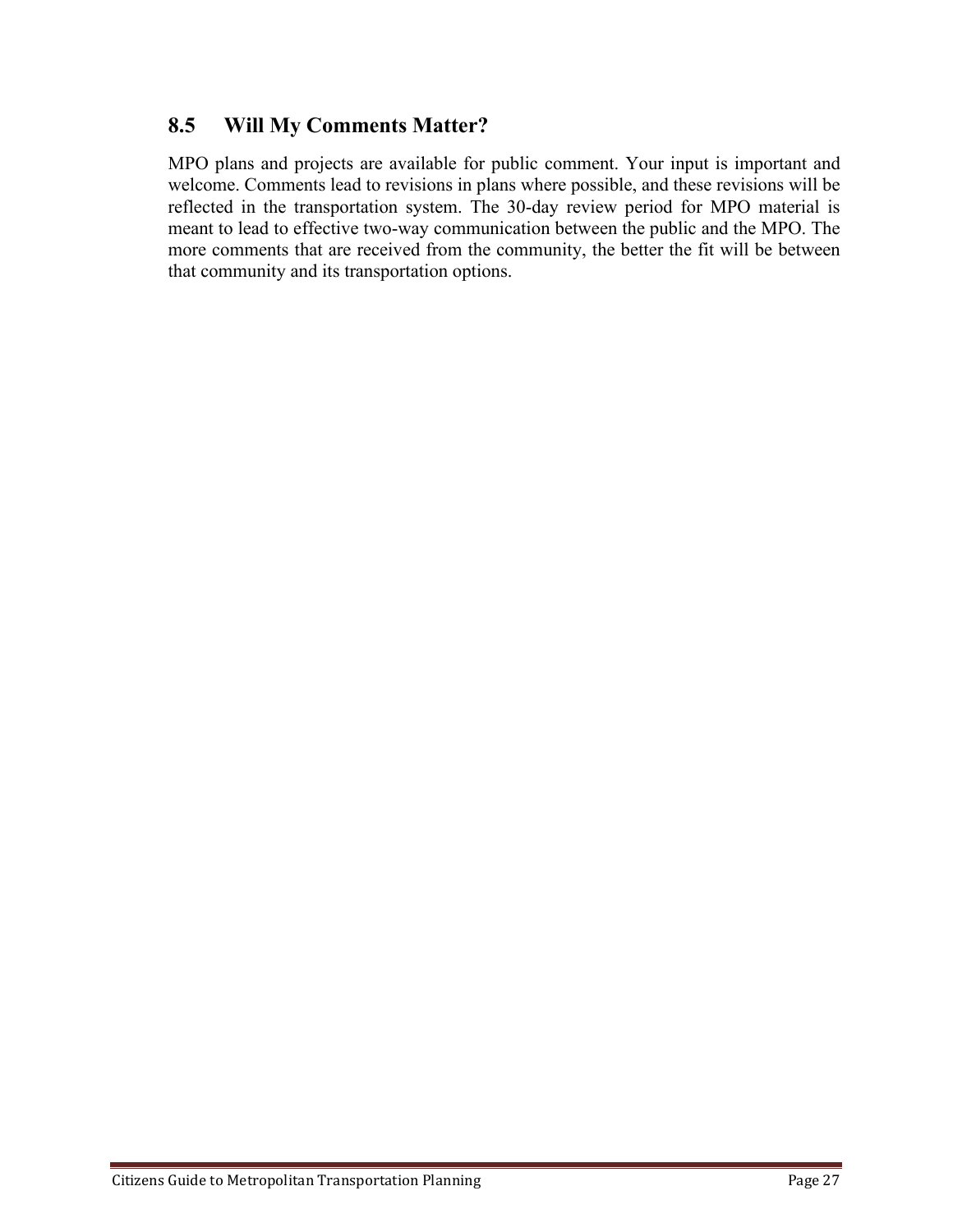## 8.5 Will My Comments Matter?

MPO plans and projects are available for public comment. Your input is important and welcome. Comments lead to revisions in plans where possible, and these revisions will be reflected in the transportation system. The 30-day review period for MPO material is meant to lead to effective two-way communication between the public and the MPO. The more comments that are received from the community, the better the fit will be between that community and its transportation options.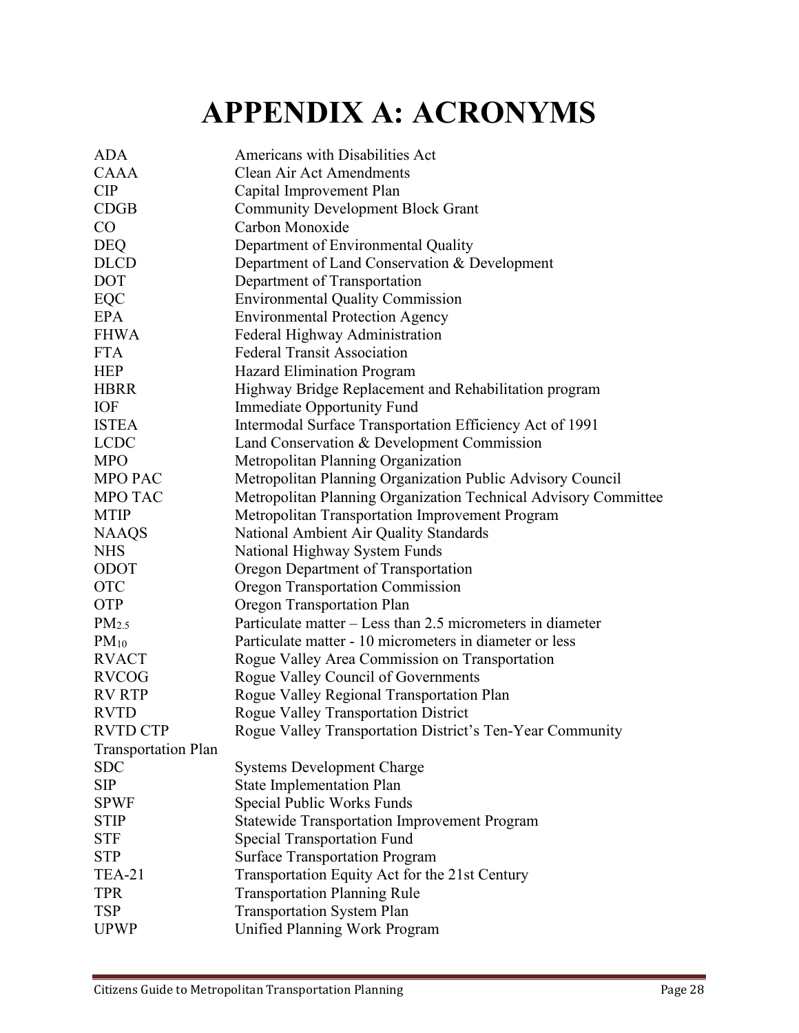# APPENDIX A: ACRONYMS

| | |
|---|---|
| ADA | Americans with Disabilities Act |
| CAAA | Clean Air Act Amendments |
| CIP | Capital Improvement Plan |
| CDGB | Community Development Block Grant |
| CO | Carbon Monoxide |
| DEQ | Department of Environmental Quality |
| DLCD | Department of Land Conservation & Development |
| DOT | Department of Transportation |
| EQC | Environmental Quality Commission |
| EPA | Environmental Protection Agency |
| FHWA | Federal Highway Administration |
| FTA | Federal Transit Association |
| HEP | Hazard Elimination Program |
| HBRR | Highway Bridge Replacement and Rehabilitation program |
| IOF | Immediate Opportunity Fund |
| ISTEA | Intermodal Surface Transportation Efficiency Act of 1991 |
| LCDC | Land Conservation & Development Commission |
| MPO | Metropolitan Planning Organization |
| MPO PAC | Metropolitan Planning Organization Public Advisory Council |
| MPO TAC | Metropolitan Planning Organization Technical Advisory Committee |
| MTIP | Metropolitan Transportation Improvement Program |
| NAAQS | National Ambient Air Quality Standards |
| NHS | National Highway System Funds |
| ODOT | Oregon Department of Transportation |
| OTC | Oregon Transportation Commission |
| OTP | Oregon Transportation Plan |
| $PM_{2.5}$ | Particulate matter – Less than 2.5 micrometers in diameter |
| $PM_{10}$ | Particulate matter - 10 micrometers in diameter or less |
| RVACT | Rogue Valley Area Commission on Transportation |
| RVCOG | Rogue Valley Council of Governments |
| RV RTP | Rogue Valley Regional Transportation Plan |
| RVTD | Rogue Valley Transportation District |
| RVTD CTP | Rogue Valley Transportation District's Ten-Year Community Transportation Plan |
| SDC | Systems Development Charge |
| SIP | State Implementation Plan |
| SPWF | Special Public Works Funds |
| STIP | Statewide Transportation Improvement Program |
| STF | Special Transportation Fund |
| STP | Surface Transportation Program |
| TEA-21 | Transportation Equity Act for the 21st Century |
| TPR | Transportation Planning Rule |
| TSP | Transportation System Plan |
| UPWP | Unified Planning Work Program |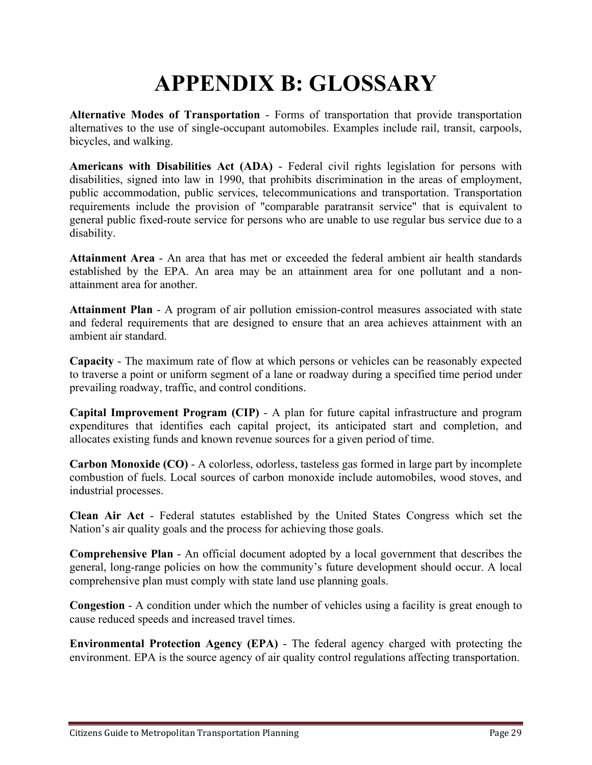# APPENDIX B: GLOSSARY

**Alternative Modes of Transportation** - Forms of transportation that provide transportation alternatives to the use of single-occupant automobiles. Examples include rail, transit, carpools, bicycles, and walking.

**Americans with Disabilities Act (ADA)** - Federal civil rights legislation for persons with disabilities, signed into law in 1990, that prohibits discrimination in the areas of employment, public accommodation, public services, telecommunications and transportation. Transportation requirements include the provision of "comparable paratransit service" that is equivalent to general public fixed-route service for persons who are unable to use regular bus service due to a disability.

**Attainment Area** - An area that has met or exceeded the federal ambient air health standards established by the EPA. An area may be an attainment area for one pollutant and a non-attainment area for another.

**Attainment Plan** - A program of air pollution emission-control measures associated with state and federal requirements that are designed to ensure that an area achieves attainment with an ambient air standard.

**Capacity** - The maximum rate of flow at which persons or vehicles can be reasonably expected to traverse a point or uniform segment of a lane or roadway during a specified time period under prevailing roadway, traffic, and control conditions.

**Capital Improvement Program (CIP)** - A plan for future capital infrastructure and program expenditures that identifies each capital project, its anticipated start and completion, and allocates existing funds and known revenue sources for a given period of time.

**Carbon Monoxide (CO)** - A colorless, odorless, tasteless gas formed in large part by incomplete combustion of fuels. Local sources of carbon monoxide include automobiles, wood stoves, and industrial processes.

**Clean Air Act** - Federal statutes established by the United States Congress which set the Nation's air quality goals and the process for achieving those goals.

**Comprehensive Plan** - An official document adopted by a local government that describes the general, long-range policies on how the community's future development should occur. A local comprehensive plan must comply with state land use planning goals.

**Congestion** - A condition under which the number of vehicles using a facility is great enough to cause reduced speeds and increased travel times.

**Environmental Protection Agency (EPA)** - The federal agency charged with protecting the environment. EPA is the source agency of air quality control regulations affecting transportation.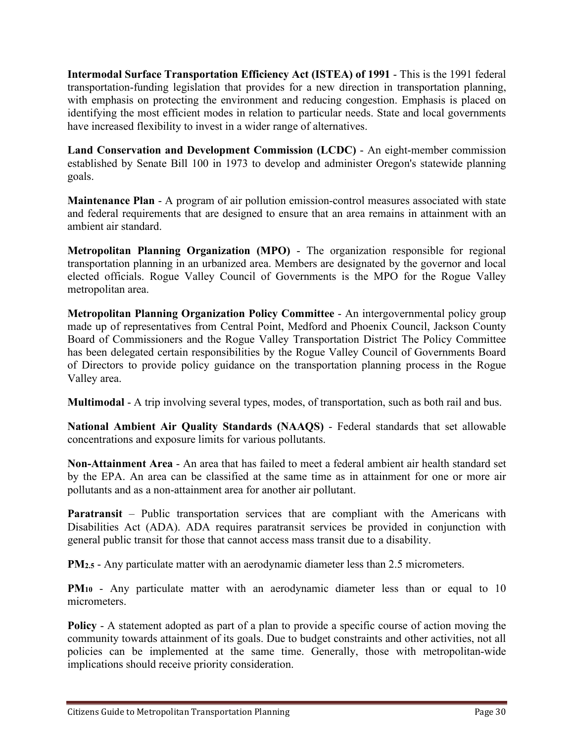**Intermodal Surface Transportation Efficiency Act (ISTEA) of 1991** - This is the 1991 federal transportation-funding legislation that provides for a new direction in transportation planning, with emphasis on protecting the environment and reducing congestion. Emphasis is placed on identifying the most efficient modes in relation to particular needs. State and local governments have increased flexibility to invest in a wider range of alternatives.

**Land Conservation and Development Commission (LCDC)** - An eight-member commission established by Senate Bill 100 in 1973 to develop and administer Oregon's statewide planning goals.

**Maintenance Plan** - A program of air pollution emission-control measures associated with state and federal requirements that are designed to ensure that an area remains in attainment with an ambient air standard.

**Metropolitan Planning Organization (MPO)** - The organization responsible for regional transportation planning in an urbanized area. Members are designated by the governor and local elected officials. Rogue Valley Council of Governments is the MPO for the Rogue Valley metropolitan area.

**Metropolitan Planning Organization Policy Committee** - An intergovernmental policy group made up of representatives from Central Point, Medford and Phoenix Council, Jackson County Board of Commissioners and the Rogue Valley Transportation District The Policy Committee has been delegated certain responsibilities by the Rogue Valley Council of Governments Board of Directors to provide policy guidance on the transportation planning process in the Rogue Valley area.

**Multimodal** - A trip involving several types, modes, of transportation, such as both rail and bus.

**National Ambient Air Quality Standards (NAAQS)** - Federal standards that set allowable concentrations and exposure limits for various pollutants.

**Non-Attainment Area** - An area that has failed to meet a federal ambient air health standard set by the EPA. An area can be classified at the same time as in attainment for one or more air pollutants and as a non-attainment area for another air pollutant.

**Paratransit** – Public transportation services that are compliant with the Americans with Disabilities Act (ADA). ADA requires paratransit services be provided in conjunction with general public transit for those that cannot access mass transit due to a disability.

**$PM_{2.5}$** - Any particulate matter with an aerodynamic diameter less than 2.5 micrometers.

**$PM_{10}$** - Any particulate matter with an aerodynamic diameter less than or equal to 10 micrometers.

**Policy** - A statement adopted as part of a plan to provide a specific course of action moving the community towards attainment of its goals. Due to budget constraints and other activities, not all policies can be implemented at the same time. Generally, those with metropolitan-wide implications should receive priority consideration.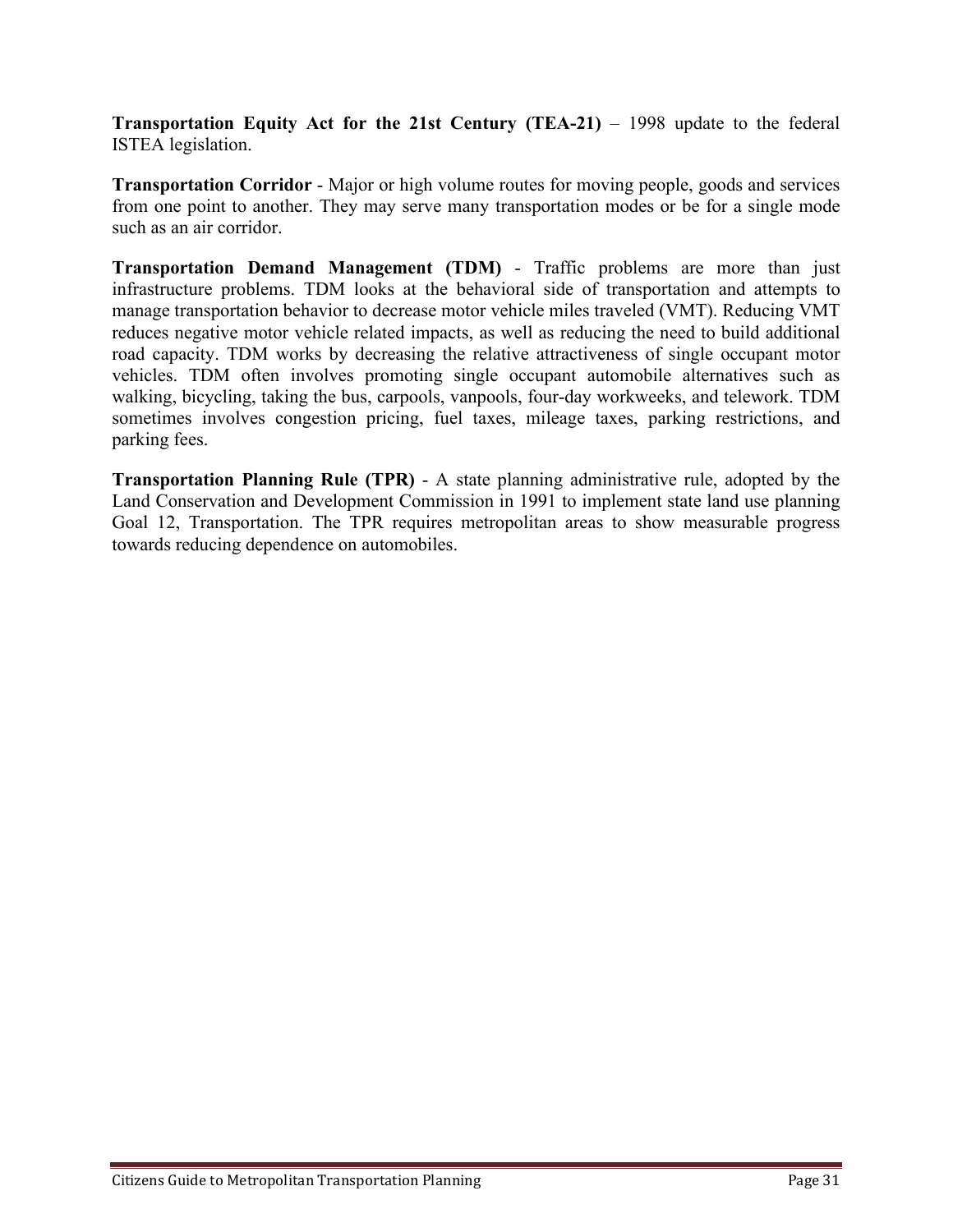**Transportation Equity Act for the 21st Century (TEA-21)** – 1998 update to the federal ISTEA legislation.

**Transportation Corridor** - Major or high volume routes for moving people, goods and services from one point to another. They may serve many transportation modes or be for a single mode such as an air corridor.

**Transportation Demand Management (TDM)** - Traffic problems are more than just infrastructure problems. TDM looks at the behavioral side of transportation and attempts to manage transportation behavior to decrease motor vehicle miles traveled (VMT). Reducing VMT reduces negative motor vehicle related impacts, as well as reducing the need to build additional road capacity. TDM works by decreasing the relative attractiveness of single occupant motor vehicles. TDM often involves promoting single occupant automobile alternatives such as walking, bicycling, taking the bus, carpools, vanpools, four-day workweeks, and telework. TDM sometimes involves congestion pricing, fuel taxes, mileage taxes, parking restrictions, and parking fees.

**Transportation Planning Rule (TPR)** - A state planning administrative rule, adopted by the Land Conservation and Development Commission in 1991 to implement state land use planning Goal 12, Transportation. The TPR requires metropolitan areas to show measurable progress towards reducing dependence on automobiles.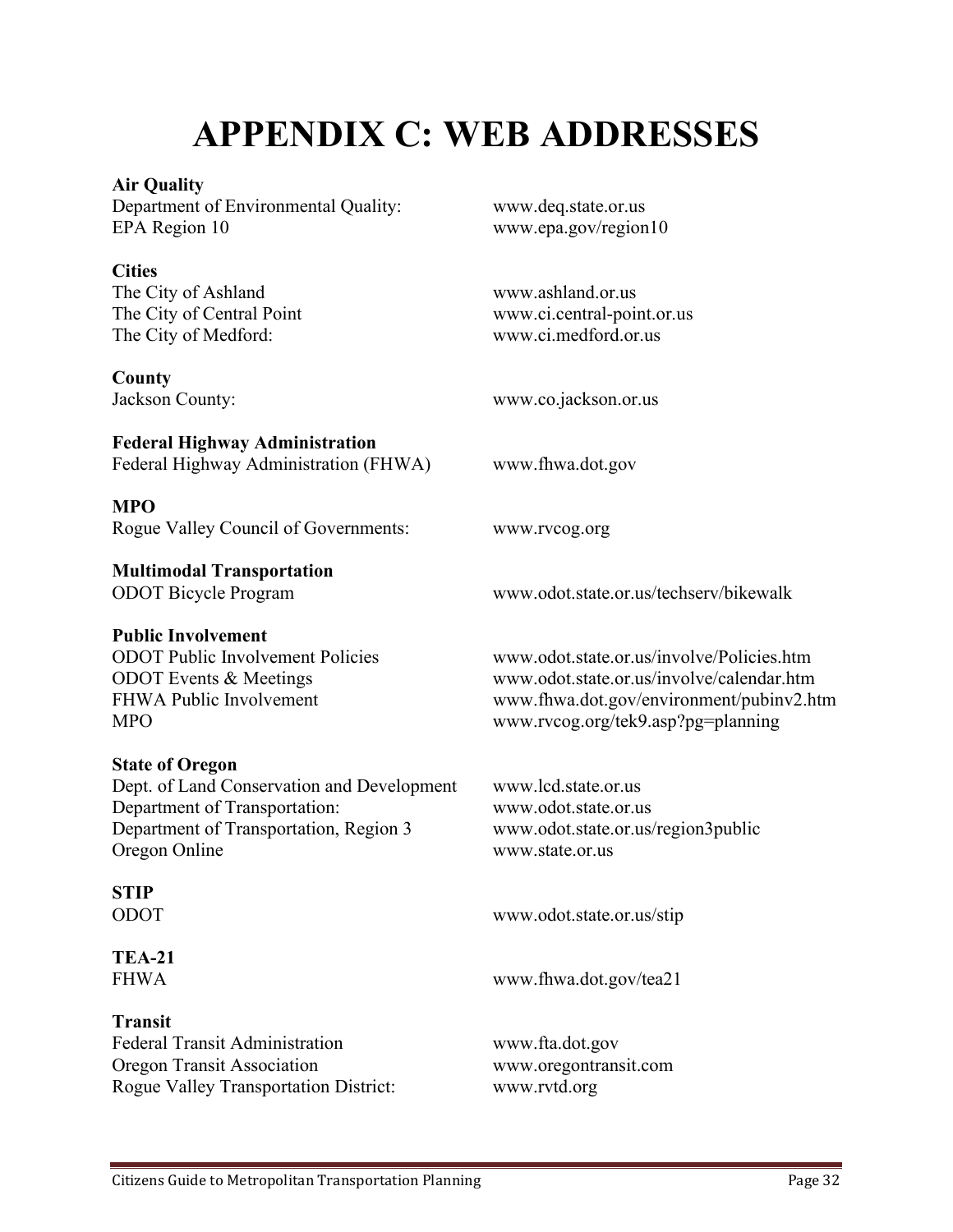# APPENDIX C: WEB ADDRESSES

**Air Quality**
Department of Environmental Quality: www.deq.state.or.us
EPA Region 10 www.epa.gov/region10

**Cities**
The City of Ashland www.ashland.or.us
The City of Central Point www.ci.central-point.or.us
The City of Medford: www.ci.medford.or.us

**County**
Jackson County: www.co.jackson.or.us

**Federal Highway Administration**
Federal Highway Administration (FHWA) www.fhwa.dot.gov

**MPO**
Rogue Valley Council of Governments: www.rvcog.org

**Multimodal Transportation**
ODOT Bicycle Program www.odot.state.or.us/techserv/bikewalk

**Public Involvement**
ODOT Public Involvement Policies www.odot.state.or.us/involve/Policies.htm
ODOT Events & Meetings www.odot.state.or.us/involve/calendar.htm
FHWA Public Involvement www.fhwa.dot.gov/environment/pubinv2.htm
MPO www.rvcog.org/tek9.asp?pg=planning

**State of Oregon**
Dept. of Land Conservation and Development www.lcd.state.or.us
Department of Transportation: www.odot.state.or.us
Department of Transportation, Region 3 www.odot.state.or.us/region3public
Oregon Online www.state.or.us

**STIP**
ODOT www.odot.state.or.us/stip

**TEA-21**
FHWA www.fhwa.dot.gov/tea21

**Transit**
Federal Transit Administration www.fta.dot.gov
Oregon Transit Association www.oregontransit.com
Rogue Valley Transportation District: www.rvtd.org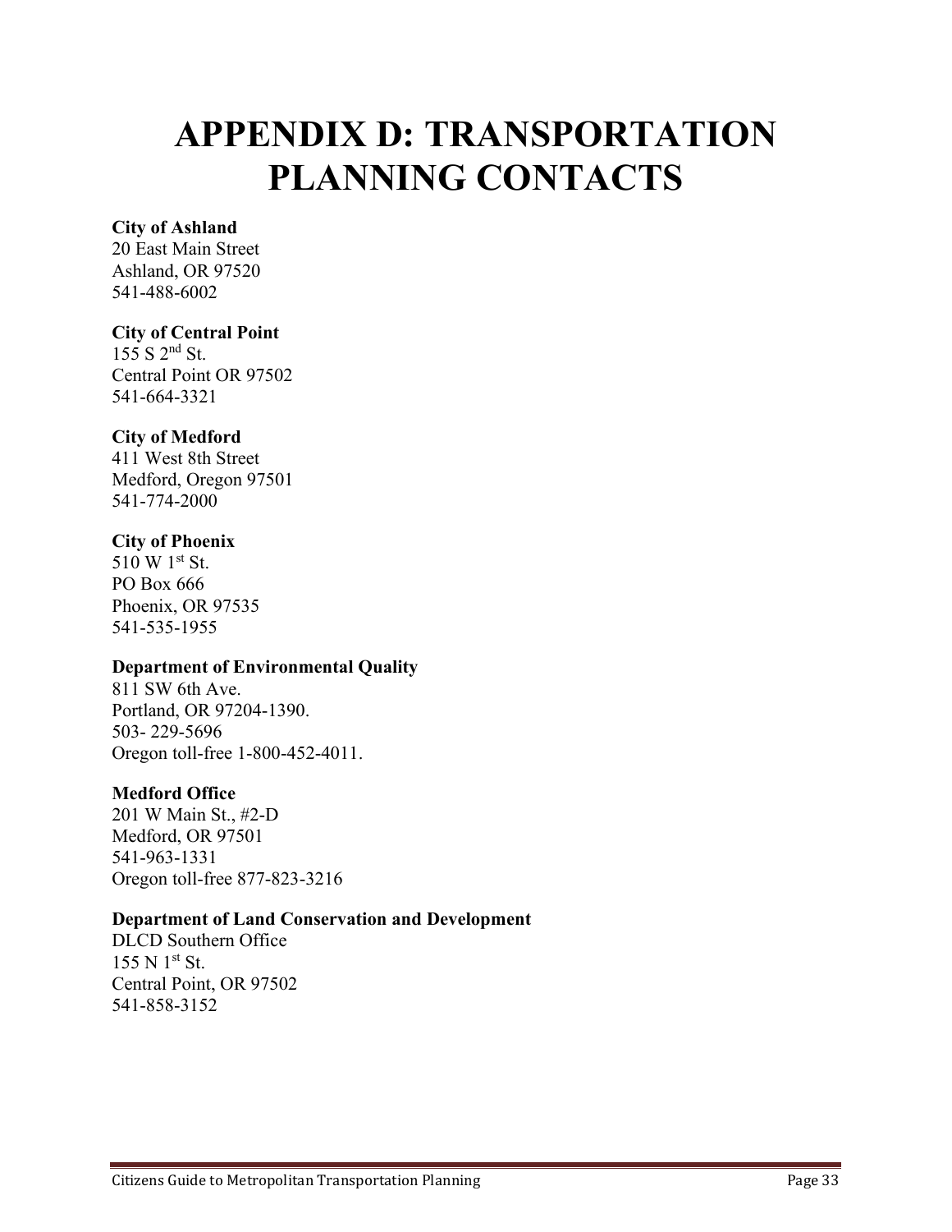# APPENDIX D: TRANSPORTATION PLANNING CONTACTS

**City of Ashland**
20 East Main Street
Ashland, OR 97520
541-488-6002

**City of Central Point**
155 S 2nd St.
Central Point OR 97502
541-664-3321

**City of Medford**
411 West 8th Street
Medford, Oregon 97501
541-774-2000

**City of Phoenix**
510 W 1st St.
PO Box 666
Phoenix, OR 97535
541-535-1955

**Department of Environmental Quality**
811 SW 6th Ave.
Portland, OR 97204-1390.
503- 229-5696
Oregon toll-free 1-800-452-4011.

**Medford Office**
201 W Main St., #2-D
Medford, OR 97501
541-963-1331
Oregon toll-free 877-823-3216

**Department of Land Conservation and Development**
DLCD Southern Office
155 N 1st St.
Central Point, OR 97502
541-858-3152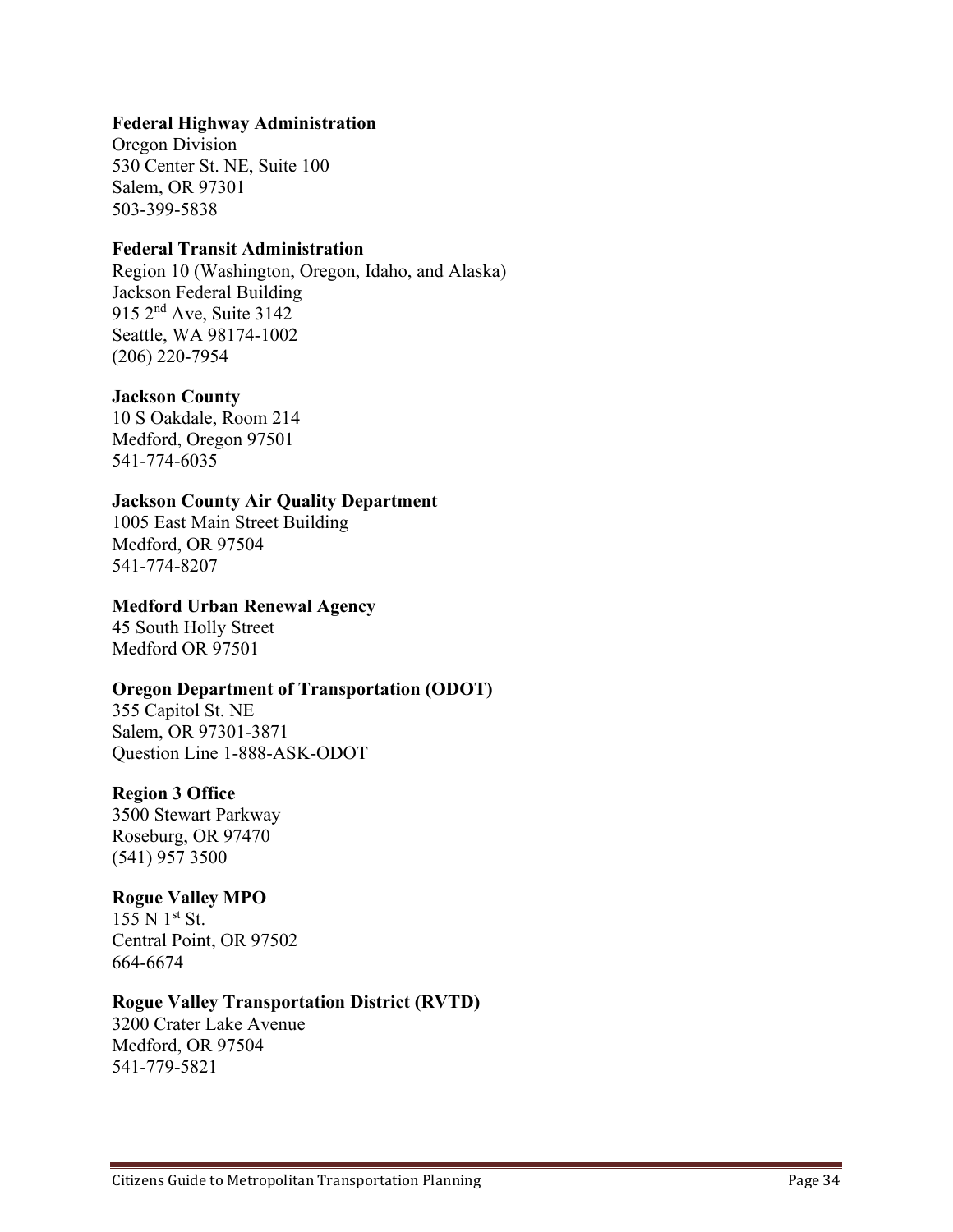**Federal Highway Administration**
Oregon Division
530 Center St. NE, Suite 100
Salem, OR 97301
503-399-5838

**Federal Transit Administration**
Region 10 (Washington, Oregon, Idaho, and Alaska)
Jackson Federal Building
915 2nd Ave, Suite 3142
Seattle, WA 98174-1002
(206) 220-7954

**Jackson County**
10 S Oakdale, Room 214
Medford, Oregon 97501
541-774-6035

**Jackson County Air Quality Department**
1005 East Main Street Building
Medford, OR 97504
541-774-8207

**Medford Urban Renewal Agency**
45 South Holly Street
Medford OR 97501

**Oregon Department of Transportation (ODOT)**
355 Capitol St. NE
Salem, OR 97301-3871
Question Line 1-888-ASK-ODOT

**Region 3 Office**
3500 Stewart Parkway
Roseburg, OR 97470
(541) 957 3500

**Rogue Valley MPO**
155 N 1st St.
Central Point, OR 97502
664-6674

**Rogue Valley Transportation District (RVTD)**
3200 Crater Lake Avenue
Medford, OR 97504
541-779-5821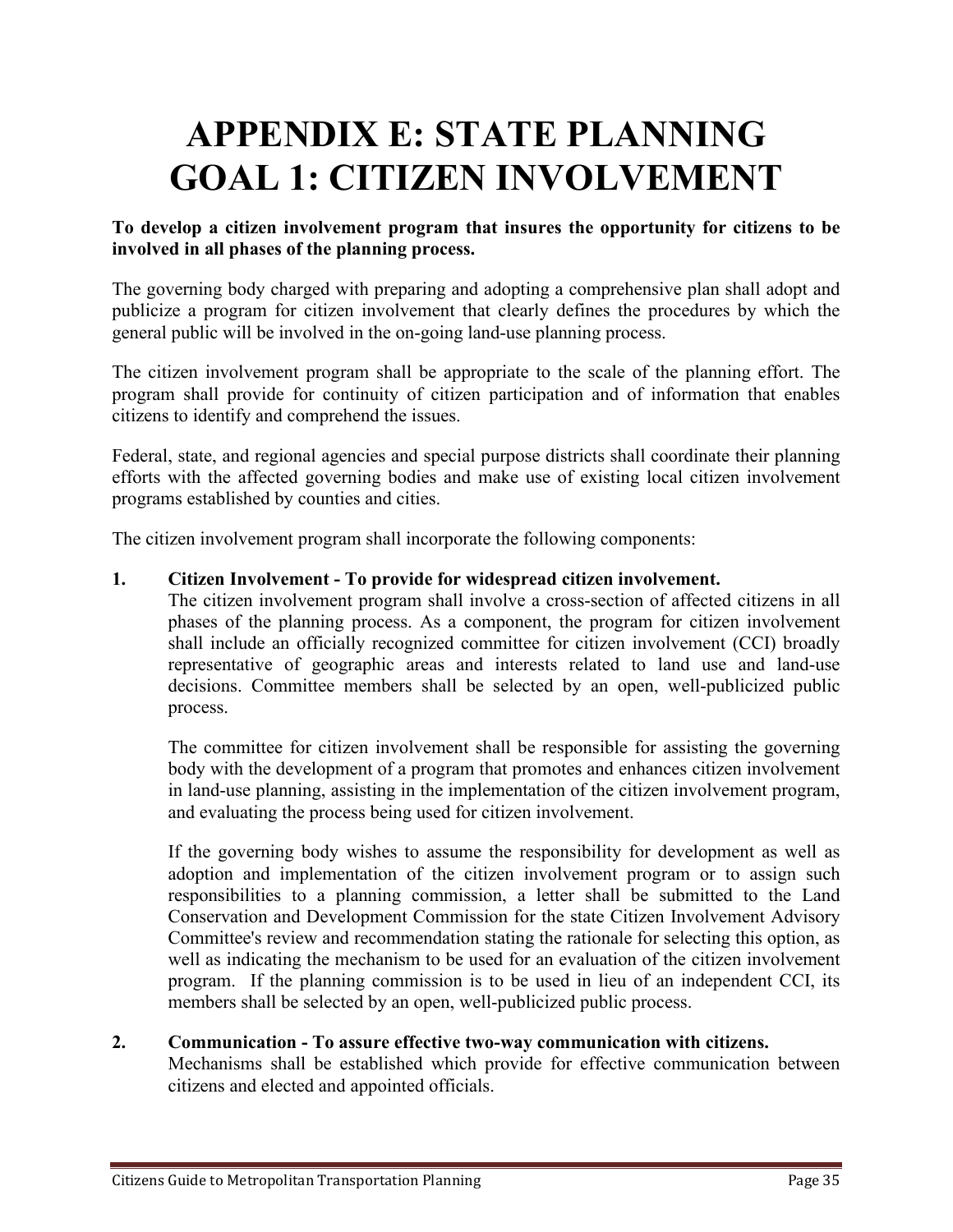# APPENDIX E: STATE PLANNING GOAL 1: CITIZEN INVOLVEMENT

**To develop a citizen involvement program that insures the opportunity for citizens to be involved in all phases of the planning process.**

The governing body charged with preparing and adopting a comprehensive plan shall adopt and publicize a program for citizen involvement that clearly defines the procedures by which the general public will be involved in the on-going land-use planning process.

The citizen involvement program shall be appropriate to the scale of the planning effort. The program shall provide for continuity of citizen participation and of information that enables citizens to identify and comprehend the issues.

Federal, state, and regional agencies and special purpose districts shall coordinate their planning efforts with the affected governing bodies and make use of existing local citizen involvement programs established by counties and cities.

The citizen involvement program shall incorporate the following components:

1. **Citizen Involvement - To provide for widespread citizen involvement.**
   The citizen involvement program shall involve a cross-section of affected citizens in all phases of the planning process. As a component, the program for citizen involvement shall include an officially recognized committee for citizen involvement (CCI) broadly representative of geographic areas and interests related to land use and land-use decisions. Committee members shall be selected by an open, well-publicized public process.

   The committee for citizen involvement shall be responsible for assisting the governing body with the development of a program that promotes and enhances citizen involvement in land-use planning, assisting in the implementation of the citizen involvement program, and evaluating the process being used for citizen involvement.

   If the governing body wishes to assume the responsibility for development as well as adoption and implementation of the citizen involvement program or to assign such responsibilities to a planning commission, a letter shall be submitted to the Land Conservation and Development Commission for the state Citizen Involvement Advisory Committee's review and recommendation stating the rationale for selecting this option, as well as indicating the mechanism to be used for an evaluation of the citizen involvement program. If the planning commission is to be used in lieu of an independent CCI, its members shall be selected by an open, well-publicized public process.

2. **Communication - To assure effective two-way communication with citizens.**
   Mechanisms shall be established which provide for effective communication between citizens and elected and appointed officials.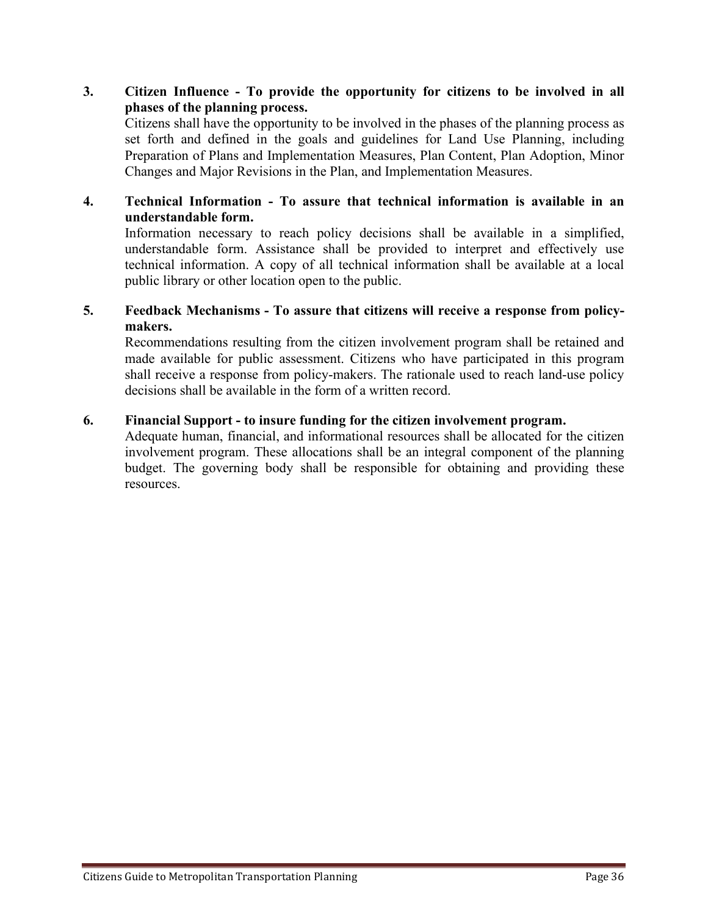3. **Citizen Influence - To provide the opportunity for citizens to be involved in all phases of the planning process.**
   Citizens shall have the opportunity to be involved in the phases of the planning process as set forth and defined in the goals and guidelines for Land Use Planning, including Preparation of Plans and Implementation Measures, Plan Content, Plan Adoption, Minor Changes and Major Revisions in the Plan, and Implementation Measures.

4. **Technical Information - To assure that technical information is available in an understandable form.**
   Information necessary to reach policy decisions shall be available in a simplified, understandable form. Assistance shall be provided to interpret and effectively use technical information. A copy of all technical information shall be available at a local public library or other location open to the public.

5. **Feedback Mechanisms - To assure that citizens will receive a response from policy-makers.**
   Recommendations resulting from the citizen involvement program shall be retained and made available for public assessment. Citizens who have participated in this program shall receive a response from policy-makers. The rationale used to reach land-use policy decisions shall be available in the form of a written record.

6. **Financial Support - to insure funding for the citizen involvement program.**
   Adequate human, financial, and informational resources shall be allocated for the citizen involvement program. These allocations shall be an integral component of the planning budget. The governing body shall be responsible for obtaining and providing these resources.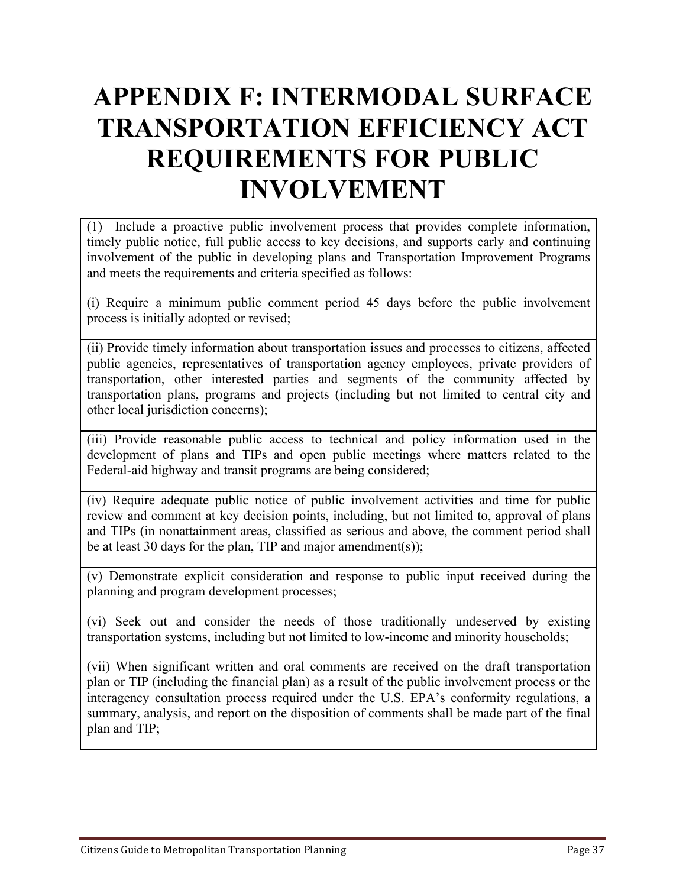# APPENDIX F: INTERMODAL SURFACE TRANSPORTATION EFFICIENCY ACT REQUIREMENTS FOR PUBLIC INVOLVEMENT

| (1) Include a proactive public involvement process that provides complete information, timely public notice, full public access to key decisions, and supports early and continuing involvement of the public in developing plans and Transportation Improvement Programs and meets the requirements and criteria specified as follows: |
|---|
| (i) Require a minimum public comment period 45 days before the public involvement process is initially adopted or revised; |
| (ii) Provide timely information about transportation issues and processes to citizens, affected public agencies, representatives of transportation agency employees, private providers of transportation, other interested parties and segments of the community affected by transportation plans, programs and projects (including but not limited to central city and other local jurisdiction concerns); |
| (iii) Provide reasonable public access to technical and policy information used in the development of plans and TIPs and open public meetings where matters related to the Federal-aid highway and transit programs are being considered; |
| (iv) Require adequate public notice of public involvement activities and time for public review and comment at key decision points, including, but not limited to, approval of plans and TIPs (in nonattainment areas, classified as serious and above, the comment period shall be at least 30 days for the plan, TIP and major amendment(s)); |
| (v) Demonstrate explicit consideration and response to public input received during the planning and program development processes; |
| (vi) Seek out and consider the needs of those traditionally undeserved by existing transportation systems, including but not limited to low-income and minority households; |
| (vii) When significant written and oral comments are received on the draft transportation plan or TIP (including the financial plan) as a result of the public involvement process or the interagency consultation process required under the U.S. EPA's conformity regulations, a summary, analysis, and report on the disposition of comments shall be made part of the final plan and TIP; |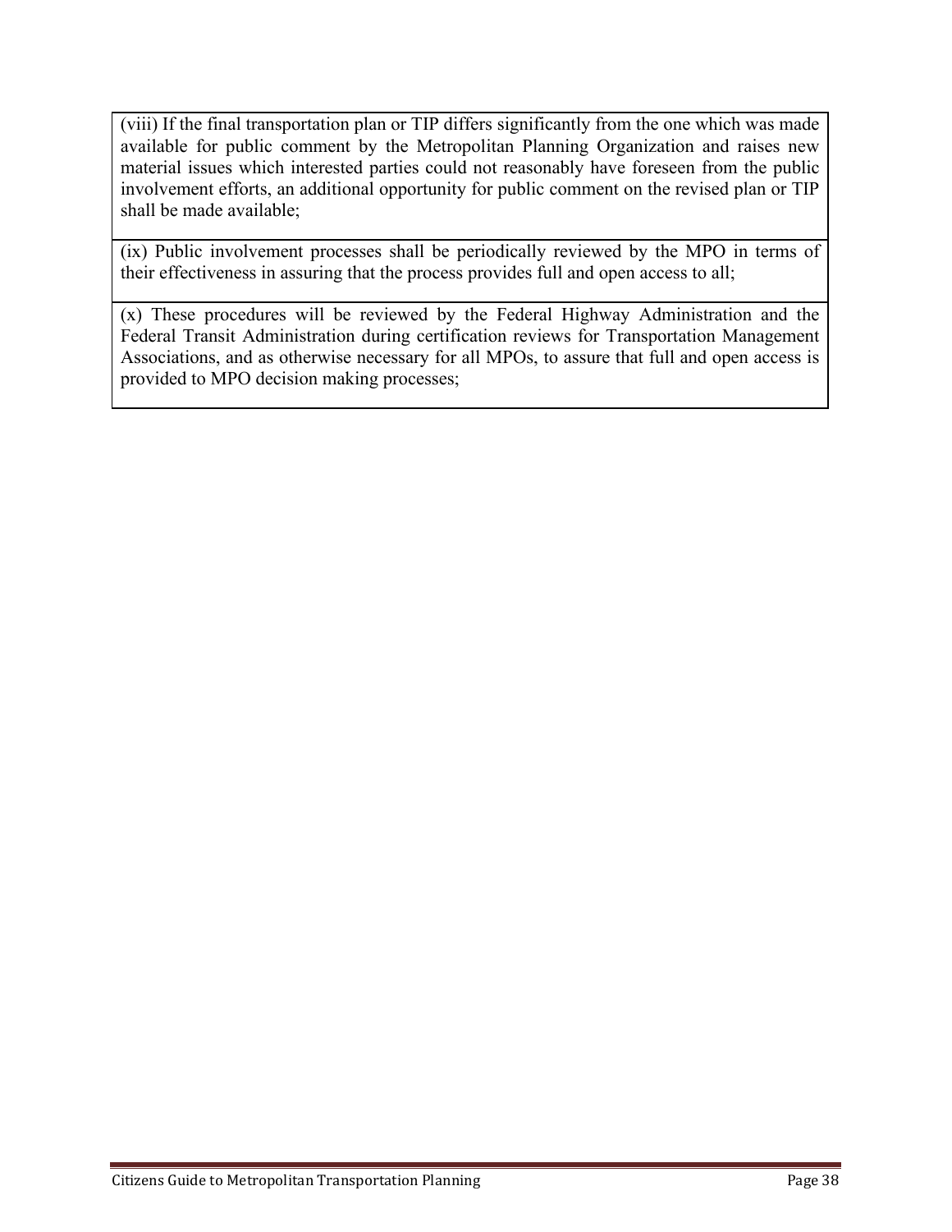| |
|---|
| (viii) If the final transportation plan or TIP differs significantly from the one which was made available for public comment by the Metropolitan Planning Organization and raises new material issues which interested parties could not reasonably have foreseen from the public involvement efforts, an additional opportunity for public comment on the revised plan or TIP shall be made available; |
| (ix) Public involvement processes shall be periodically reviewed by the MPO in terms of their effectiveness in assuring that the process provides full and open access to all; |
| (x) These procedures will be reviewed by the Federal Highway Administration and the Federal Transit Administration during certification reviews for Transportation Management Associations, and as otherwise necessary for all MPOs, to assure that full and open access is provided to MPO decision making processes; |